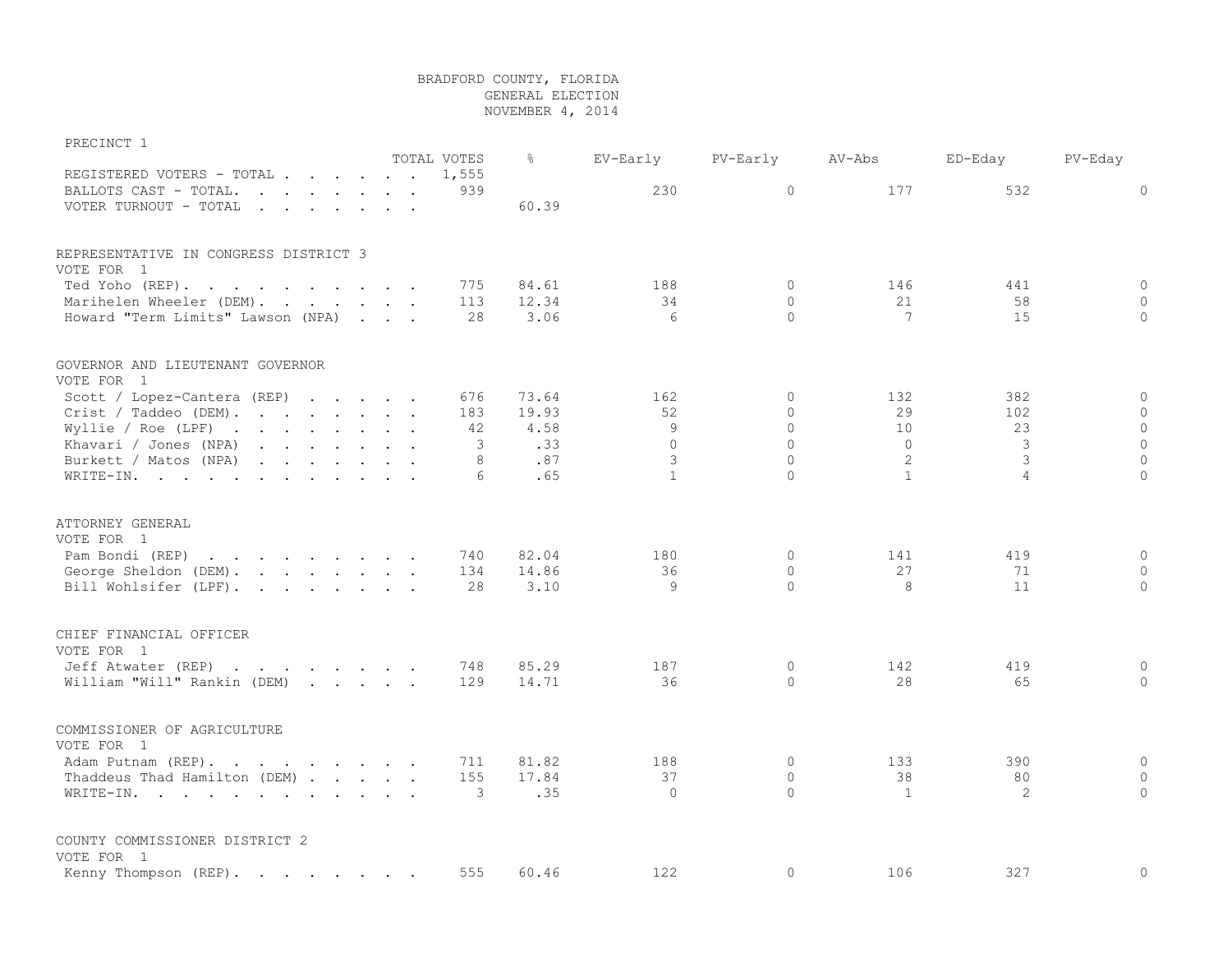# BRADFORD COUNTY, FLORIDA
GENERAL ELECTION
NOVEMBER 4, 2014

PRECINCT 1

| | TOTAL VOTES | % | EV-Early | PV-Early | AV-Abs | ED-Eday | PV-Eday |
|---|---|---|---|---|---|---|---|
| REGISTERED VOTERS - TOTAL | 1,555 | | | | | | |
| BALLOTS CAST - TOTAL. | 939 | | 230 | 0 | 177 | 532 | 0 |
| VOTER TURNOUT - TOTAL | | 60.39 | | | | | |

REPRESENTATIVE IN CONGRESS DISTRICT 3
VOTE FOR 1

| | TOTAL VOTES | % | EV-Early | PV-Early | AV-Abs | ED-Eday | PV-Eday |
|---|---|---|---|---|---|---|---|
| Ted Yoho (REP). | 775 | 84.61 | 188 | 0 | 146 | 441 | 0 |
| Marihelen Wheeler (DEM). | 113 | 12.34 | 34 | 0 | 21 | 58 | 0 |
| Howard "Term Limits" Lawson (NPA) | 28 | 3.06 | 6 | 0 | 7 | 15 | 0 |

GOVERNOR AND LIEUTENANT GOVERNOR
VOTE FOR 1

| | TOTAL VOTES | % | EV-Early | PV-Early | AV-Abs | ED-Eday | PV-Eday |
|---|---|---|---|---|---|---|---|
| Scott / Lopez-Cantera (REP) | 676 | 73.64 | 162 | 0 | 132 | 382 | 0 |
| Crist / Taddeo (DEM). | 183 | 19.93 | 52 | 0 | 29 | 102 | 0 |
| Wyllie / Roe (LPF) | 42 | 4.58 | 9 | 0 | 10 | 23 | 0 |
| Khavari / Jones (NPA) | 3 | .33 | 0 | 0 | 0 | 3 | 0 |
| Burkett / Matos (NPA) | 8 | .87 | 3 | 0 | 2 | 3 | 0 |
| WRITE-IN. | 6 | .65 | 1 | 0 | 1 | 4 | 0 |

ATTORNEY GENERAL
VOTE FOR 1

| | TOTAL VOTES | % | EV-Early | PV-Early | AV-Abs | ED-Eday | PV-Eday |
|---|---|---|---|---|---|---|---|
| Pam Bondi (REP) | 740 | 82.04 | 180 | 0 | 141 | 419 | 0 |
| George Sheldon (DEM). | 134 | 14.86 | 36 | 0 | 27 | 71 | 0 |
| Bill Wohlsifer (LPF). | 28 | 3.10 | 9 | 0 | 8 | 11 | 0 |

CHIEF FINANCIAL OFFICER
VOTE FOR 1

| | TOTAL VOTES | % | EV-Early | PV-Early | AV-Abs | ED-Eday | PV-Eday |
|---|---|---|---|---|---|---|---|
| Jeff Atwater (REP) | 748 | 85.29 | 187 | 0 | 142 | 419 | 0 |
| William "Will" Rankin (DEM) | 129 | 14.71 | 36 | 0 | 28 | 65 | 0 |

COMMISSIONER OF AGRICULTURE
VOTE FOR 1

| | TOTAL VOTES | % | EV-Early | PV-Early | AV-Abs | ED-Eday | PV-Eday |
|---|---|---|---|---|---|---|---|
| Adam Putnam (REP). | 711 | 81.82 | 188 | 0 | 133 | 390 | 0 |
| Thaddeus Thad Hamilton (DEM) | 155 | 17.84 | 37 | 0 | 38 | 80 | 0 |
| WRITE-IN. | 3 | .35 | 0 | 0 | 1 | 2 | 0 |

COUNTY COMMISSIONER DISTRICT 2
VOTE FOR 1

| | TOTAL VOTES | % | EV-Early | PV-Early | AV-Abs | ED-Eday | PV-Eday |
|---|---|---|---|---|---|---|---|
| Kenny Thompson (REP). | 555 | 60.46 | 122 | 0 | 106 | 327 | 0 |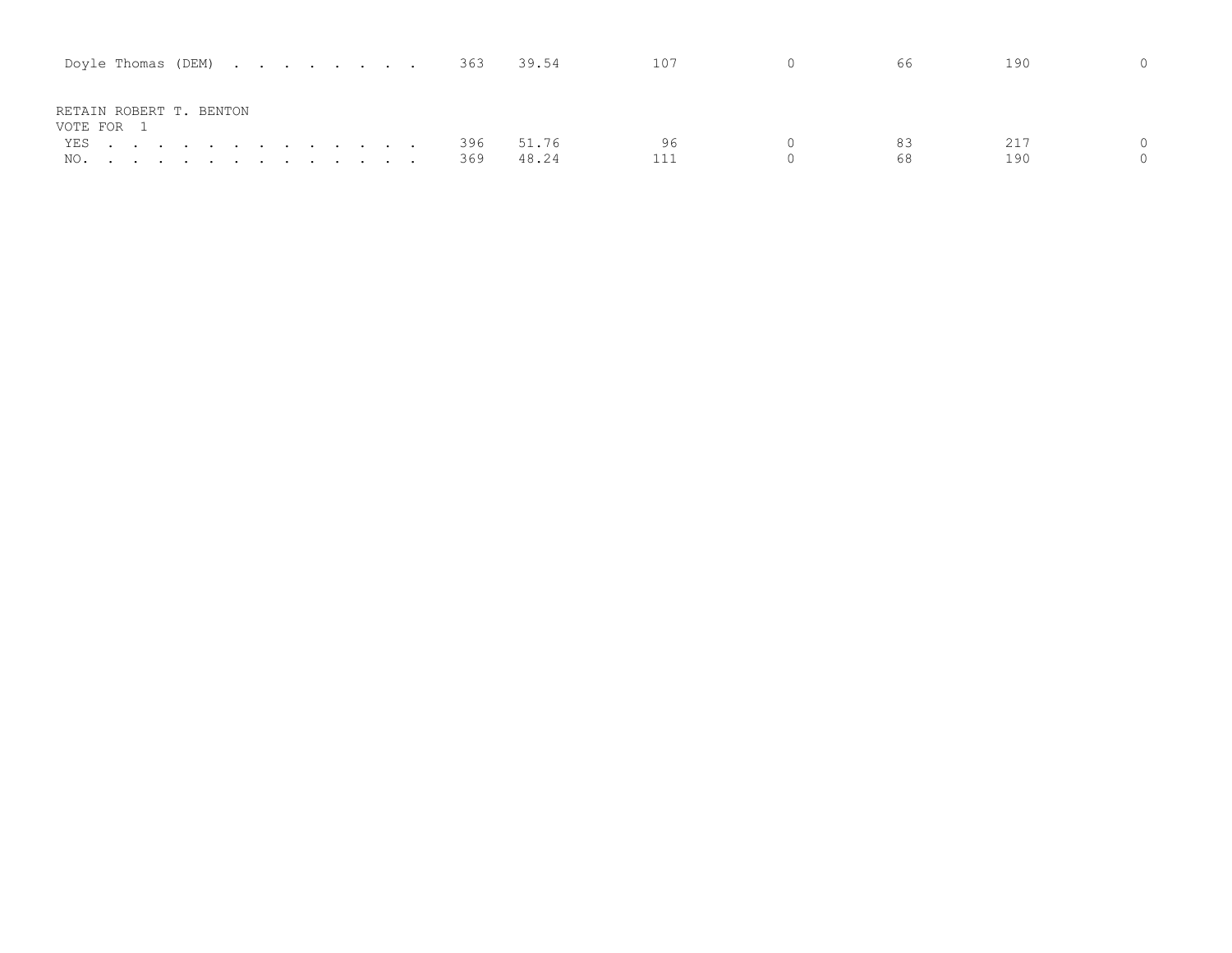| | | | | | | |
|---|---|---|---|---|---|---|
| Doyle Thomas (DEM) . . . . . . . . | 363 | 39.54 | 107 | 0 | 66 | 190 | 0 |

RETAIN ROBERT T. BENTON
VOTE FOR 1

| | | | | | | | |
|---|---|---|---|---|---|---|---|
| YES . . . . . . . . . . . . . . | 396 | 51.76 | 96 | 0 | 83 | 217 | 0 |
| NO. . . . . . . . . . . . . . . | 369 | 48.24 | 111 | 0 | 68 | 190 | 0 |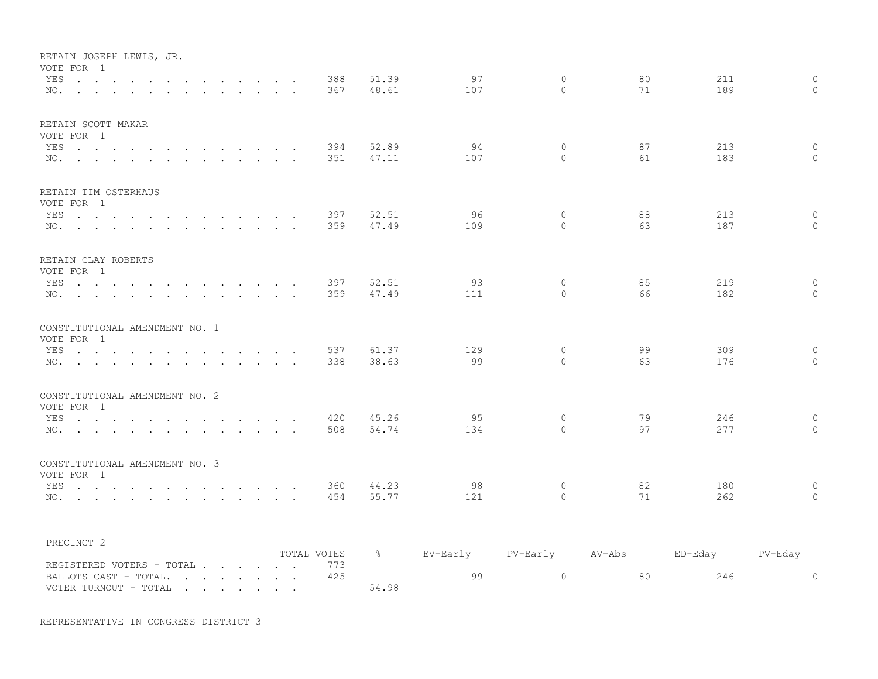RETAIN JOSEPH LEWIS, JR.
VOTE FOR 1

| | TOTAL VOTES | % | EV-Early | PV-Early | AV-Abs | ED-Eday | PV-Eday |
|---|---|---|---|---|---|---|---|
| YES | 388 | 51.39 | 97 | 0 | 80 | 211 | 0 |
| NO. | 367 | 48.61 | 107 | 0 | 71 | 189 | 0 |

RETAIN SCOTT MAKAR
VOTE FOR 1

| | TOTAL VOTES | % | EV-Early | PV-Early | AV-Abs | ED-Eday | PV-Eday |
|---|---|---|---|---|---|---|---|
| YES | 394 | 52.89 | 94 | 0 | 87 | 213 | 0 |
| NO. | 351 | 47.11 | 107 | 0 | 61 | 183 | 0 |

RETAIN TIM OSTERHAUS
VOTE FOR 1

| | TOTAL VOTES | % | EV-Early | PV-Early | AV-Abs | ED-Eday | PV-Eday |
|---|---|---|---|---|---|---|---|
| YES | 397 | 52.51 | 96 | 0 | 88 | 213 | 0 |
| NO. | 359 | 47.49 | 109 | 0 | 63 | 187 | 0 |

RETAIN CLAY ROBERTS
VOTE FOR 1

| | TOTAL VOTES | % | EV-Early | PV-Early | AV-Abs | ED-Eday | PV-Eday |
|---|---|---|---|---|---|---|---|
| YES | 397 | 52.51 | 93 | 0 | 85 | 219 | 0 |
| NO. | 359 | 47.49 | 111 | 0 | 66 | 182 | 0 |

CONSTITUTIONAL AMENDMENT NO. 1
VOTE FOR 1

| | TOTAL VOTES | % | EV-Early | PV-Early | AV-Abs | ED-Eday | PV-Eday |
|---|---|---|---|---|---|---|---|
| YES | 537 | 61.37 | 129 | 0 | 99 | 309 | 0 |
| NO. | 338 | 38.63 | 99 | 0 | 63 | 176 | 0 |

CONSTITUTIONAL AMENDMENT NO. 2
VOTE FOR 1

| | TOTAL VOTES | % | EV-Early | PV-Early | AV-Abs | ED-Eday | PV-Eday |
|---|---|---|---|---|---|---|---|
| YES | 420 | 45.26 | 95 | 0 | 79 | 246 | 0 |
| NO. | 508 | 54.74 | 134 | 0 | 97 | 277 | 0 |

CONSTITUTIONAL AMENDMENT NO. 3
VOTE FOR 1

| | TOTAL VOTES | % | EV-Early | PV-Early | AV-Abs | ED-Eday | PV-Eday |
|---|---|---|---|---|---|---|---|
| YES | 360 | 44.23 | 98 | 0 | 82 | 180 | 0 |
| NO. | 454 | 55.77 | 121 | 0 | 71 | 262 | 0 |

PRECINCT 2

| | TOTAL VOTES | % | EV-Early | PV-Early | AV-Abs | ED-Eday | PV-Eday |
|---|---|---|---|---|---|---|---|
| REGISTERED VOTERS - TOTAL | 773 | | | | | | |
| BALLOTS CAST - TOTAL. | 425 | | 99 | 0 | 80 | 246 | 0 |
| VOTER TURNOUT - TOTAL | | 54.98 | | | | | |

REPRESENTATIVE IN CONGRESS DISTRICT 3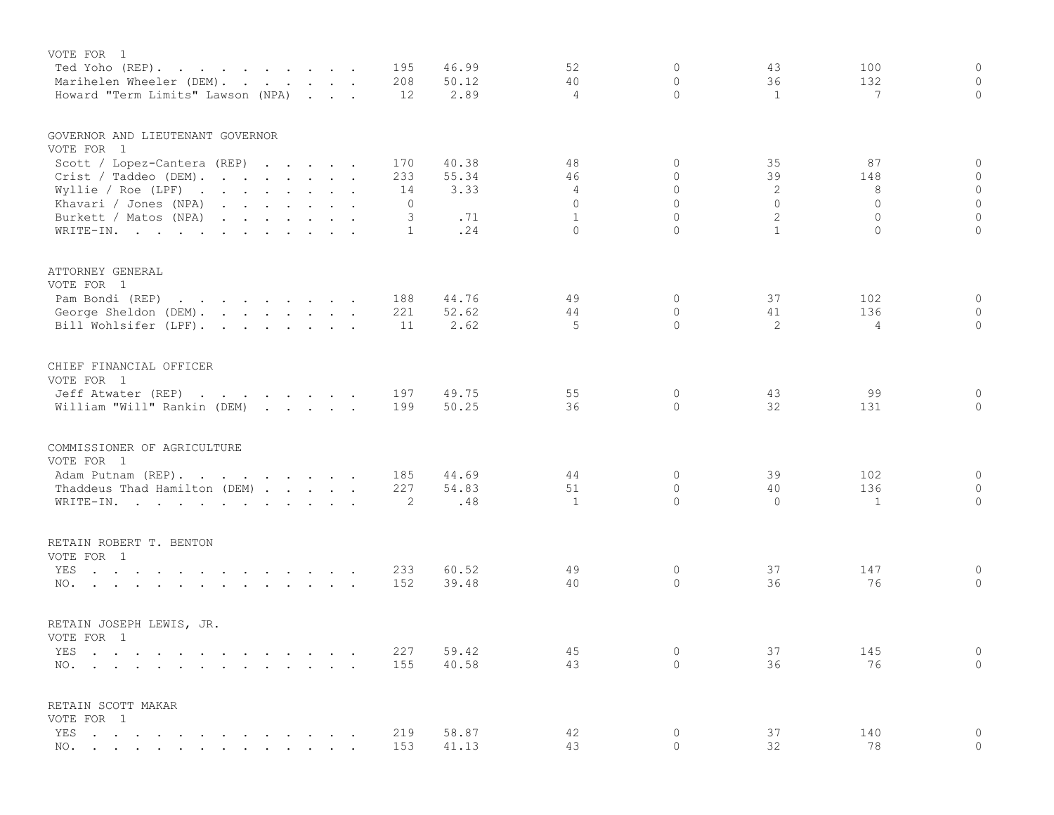VOTE FOR 1

| | | | | | | | |
|---|---|---|---|---|---|---|---|
| Ted Yoho (REP) | 195 | 46.99 | 52 | 0 | 43 | 100 | 0 |
| Marihelen Wheeler (DEM) | 208 | 50.12 | 40 | 0 | 36 | 132 | 0 |
| Howard "Term Limits" Lawson (NPA) | 12 | 2.89 | 4 | 0 | 1 | 7 | 0 |

GOVERNOR AND LIEUTENANT GOVERNOR
VOTE FOR 1

| | | | | | | | |
|---|---|---|---|---|---|---|---|
| Scott / Lopez-Cantera (REP) | 170 | 40.38 | 48 | 0 | 35 | 87 | 0 |
| Crist / Taddeo (DEM) | 233 | 55.34 | 46 | 0 | 39 | 148 | 0 |
| Wyllie / Roe (LPF) | 14 | 3.33 | 4 | 0 | 2 | 8 | 0 |
| Khavari / Jones (NPA) | 0 | | 0 | 0 | 0 | 0 | 0 |
| Burkett / Matos (NPA) | 3 | .71 | 1 | 0 | 2 | 0 | 0 |
| WRITE-IN. | 1 | .24 | 0 | 0 | 1 | 0 | 0 |

ATTORNEY GENERAL
VOTE FOR 1

| | | | | | | | |
|---|---|---|---|---|---|---|---|
| Pam Bondi (REP) | 188 | 44.76 | 49 | 0 | 37 | 102 | 0 |
| George Sheldon (DEM) | 221 | 52.62 | 44 | 0 | 41 | 136 | 0 |
| Bill Wohlsifer (LPF) | 11 | 2.62 | 5 | 0 | 2 | 4 | 0 |

CHIEF FINANCIAL OFFICER
VOTE FOR 1

| | | | | | | | |
|---|---|---|---|---|---|---|---|
| Jeff Atwater (REP) | 197 | 49.75 | 55 | 0 | 43 | 99 | 0 |
| William "Will" Rankin (DEM) | 199 | 50.25 | 36 | 0 | 32 | 131 | 0 |

COMMISSIONER OF AGRICULTURE
VOTE FOR 1

| | | | | | | | |
|---|---|---|---|---|---|---|---|
| Adam Putnam (REP) | 185 | 44.69 | 44 | 0 | 39 | 102 | 0 |
| Thaddeus Thad Hamilton (DEM) | 227 | 54.83 | 51 | 0 | 40 | 136 | 0 |
| WRITE-IN. | 2 | .48 | 1 | 0 | 0 | 1 | 0 |

RETAIN ROBERT T. BENTON
VOTE FOR 1

| | | | | | | | |
|---|---|---|---|---|---|---|---|
| YES | 233 | 60.52 | 49 | 0 | 37 | 147 | 0 |
| NO. | 152 | 39.48 | 40 | 0 | 36 | 76 | 0 |

RETAIN JOSEPH LEWIS, JR.
VOTE FOR 1

| | | | | | | | |
|---|---|---|---|---|---|---|---|
| YES | 227 | 59.42 | 45 | 0 | 37 | 145 | 0 |
| NO. | 155 | 40.58 | 43 | 0 | 36 | 76 | 0 |

RETAIN SCOTT MAKAR
VOTE FOR 1

| | | | | | | | |
|---|---|---|---|---|---|---|---|
| YES | 219 | 58.87 | 42 | 0 | 37 | 140 | 0 |
| NO. | 153 | 41.13 | 43 | 0 | 32 | 78 | 0 |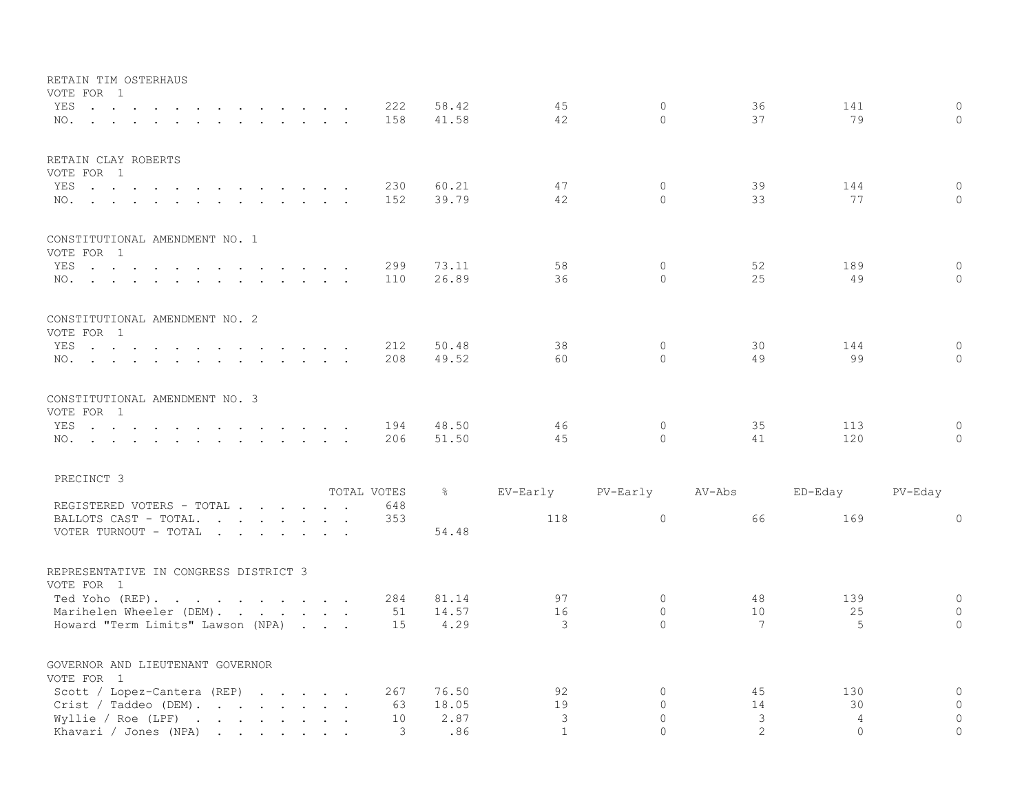RETAIN TIM OSTERHAUS
VOTE FOR 1

| | TOTAL VOTES | % | EV-Early | PV-Early | AV-Abs | ED-Eday | PV-Eday |
|---|---|---|---|---|---|---|---|
| YES | 222 | 58.42 | 45 | 0 | 36 | 141 | 0 |
| NO. | 158 | 41.58 | 42 | 0 | 37 | 79 | 0 |

RETAIN CLAY ROBERTS
VOTE FOR 1

| | TOTAL VOTES | % | EV-Early | PV-Early | AV-Abs | ED-Eday | PV-Eday |
|---|---|---|---|---|---|---|---|
| YES | 230 | 60.21 | 47 | 0 | 39 | 144 | 0 |
| NO. | 152 | 39.79 | 42 | 0 | 33 | 77 | 0 |

CONSTITUTIONAL AMENDMENT NO. 1
VOTE FOR 1

| | TOTAL VOTES | % | EV-Early | PV-Early | AV-Abs | ED-Eday | PV-Eday |
|---|---|---|---|---|---|---|---|
| YES | 299 | 73.11 | 58 | 0 | 52 | 189 | 0 |
| NO. | 110 | 26.89 | 36 | 0 | 25 | 49 | 0 |

CONSTITUTIONAL AMENDMENT NO. 2
VOTE FOR 1

| | TOTAL VOTES | % | EV-Early | PV-Early | AV-Abs | ED-Eday | PV-Eday |
|---|---|---|---|---|---|---|---|
| YES | 212 | 50.48 | 38 | 0 | 30 | 144 | 0 |
| NO. | 208 | 49.52 | 60 | 0 | 49 | 99 | 0 |

CONSTITUTIONAL AMENDMENT NO. 3
VOTE FOR 1

| | TOTAL VOTES | % | EV-Early | PV-Early | AV-Abs | ED-Eday | PV-Eday |
|---|---|---|---|---|---|---|---|
| YES | 194 | 48.50 | 46 | 0 | 35 | 113 | 0 |
| NO. | 206 | 51.50 | 45 | 0 | 41 | 120 | 0 |

PRECINCT 3

| | TOTAL VOTES | % | EV-Early | PV-Early | AV-Abs | ED-Eday | PV-Eday |
|---|---|---|---|---|---|---|---|
| REGISTERED VOTERS - TOTAL | 648 | | | | | | |
| BALLOTS CAST - TOTAL. | 353 | | 118 | 0 | 66 | 169 | 0 |
| VOTER TURNOUT - TOTAL | | 54.48 | | | | | |

REPRESENTATIVE IN CONGRESS DISTRICT 3
VOTE FOR 1

| | TOTAL VOTES | % | EV-Early | PV-Early | AV-Abs | ED-Eday | PV-Eday |
|---|---|---|---|---|---|---|---|
| Ted Yoho (REP). | 284 | 81.14 | 97 | 0 | 48 | 139 | 0 |
| Marihelen Wheeler (DEM). | 51 | 14.57 | 16 | 0 | 10 | 25 | 0 |
| Howard "Term Limits" Lawson (NPA) | 15 | 4.29 | 3 | 0 | 7 | 5 | 0 |

GOVERNOR AND LIEUTENANT GOVERNOR
VOTE FOR 1

| | TOTAL VOTES | % | EV-Early | PV-Early | AV-Abs | ED-Eday | PV-Eday |
|---|---|---|---|---|---|---|---|
| Scott / Lopez-Cantera (REP) | 267 | 76.50 | 92 | 0 | 45 | 130 | 0 |
| Crist / Taddeo (DEM). | 63 | 18.05 | 19 | 0 | 14 | 30 | 0 |
| Wyllie / Roe (LPF) | 10 | 2.87 | 3 | 0 | 3 | 4 | 0 |
| Khavari / Jones (NPA) | 3 | .86 | 1 | 0 | 2 | 0 | 0 |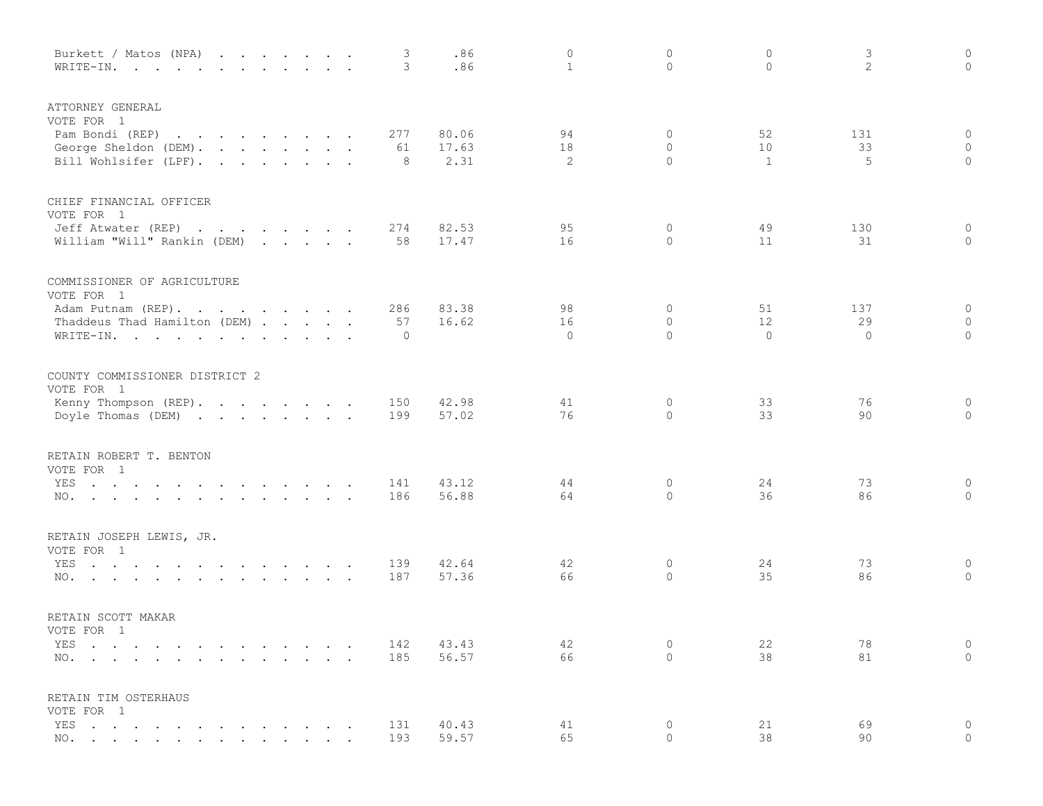| | | | | | | | |
|---|---|---|---|---|---|---|---|
| Burkett / Matos (NPA) | 3 | .86 | 0 | 0 | 0 | 3 | 0 |
| WRITE-IN. | 3 | .86 | 1 | 0 | 0 | 2 | 0 |

ATTORNEY GENERAL
VOTE FOR 1

| | | | | | | | |
|---|---|---|---|---|---|---|---|
| Pam Bondi (REP) | 277 | 80.06 | 94 | 0 | 52 | 131 | 0 |
| George Sheldon (DEM). | 61 | 17.63 | 18 | 0 | 10 | 33 | 0 |
| Bill Wohlsifer (LPF). | 8 | 2.31 | 2 | 0 | 1 | 5 | 0 |

CHIEF FINANCIAL OFFICER
VOTE FOR 1

| | | | | | | | |
|---|---|---|---|---|---|---|---|
| Jeff Atwater (REP) | 274 | 82.53 | 95 | 0 | 49 | 130 | 0 |
| William "Will" Rankin (DEM) | 58 | 17.47 | 16 | 0 | 11 | 31 | 0 |

COMMISSIONER OF AGRICULTURE
VOTE FOR 1

| | | | | | | | |
|---|---|---|---|---|---|---|---|
| Adam Putnam (REP). | 286 | 83.38 | 98 | 0 | 51 | 137 | 0 |
| Thaddeus Thad Hamilton (DEM) | 57 | 16.62 | 16 | 0 | 12 | 29 | 0 |
| WRITE-IN. | 0 | | 0 | 0 | 0 | 0 | 0 |

COUNTY COMMISSIONER DISTRICT 2
VOTE FOR 1

| | | | | | | | |
|---|---|---|---|---|---|---|---|
| Kenny Thompson (REP). | 150 | 42.98 | 41 | 0 | 33 | 76 | 0 |
| Doyle Thomas (DEM) | 199 | 57.02 | 76 | 0 | 33 | 90 | 0 |

RETAIN ROBERT T. BENTON
VOTE FOR 1

| | | | | | | | |
|---|---|---|---|---|---|---|---|
| YES | 141 | 43.12 | 44 | 0 | 24 | 73 | 0 |
| NO. | 186 | 56.88 | 64 | 0 | 36 | 86 | 0 |

RETAIN JOSEPH LEWIS, JR.
VOTE FOR 1

| | | | | | | | |
|---|---|---|---|---|---|---|---|
| YES | 139 | 42.64 | 42 | 0 | 24 | 73 | 0 |
| NO. | 187 | 57.36 | 66 | 0 | 35 | 86 | 0 |

RETAIN SCOTT MAKAR
VOTE FOR 1

| | | | | | | | |
|---|---|---|---|---|---|---|---|
| YES | 142 | 43.43 | 42 | 0 | 22 | 78 | 0 |
| NO. | 185 | 56.57 | 66 | 0 | 38 | 81 | 0 |

RETAIN TIM OSTERHAUS
VOTE FOR 1

| | | | | | | | |
|---|---|---|---|---|---|---|---|
| YES | 131 | 40.43 | 41 | 0 | 21 | 69 | 0 |
| NO. | 193 | 59.57 | 65 | 0 | 38 | 90 | 0 |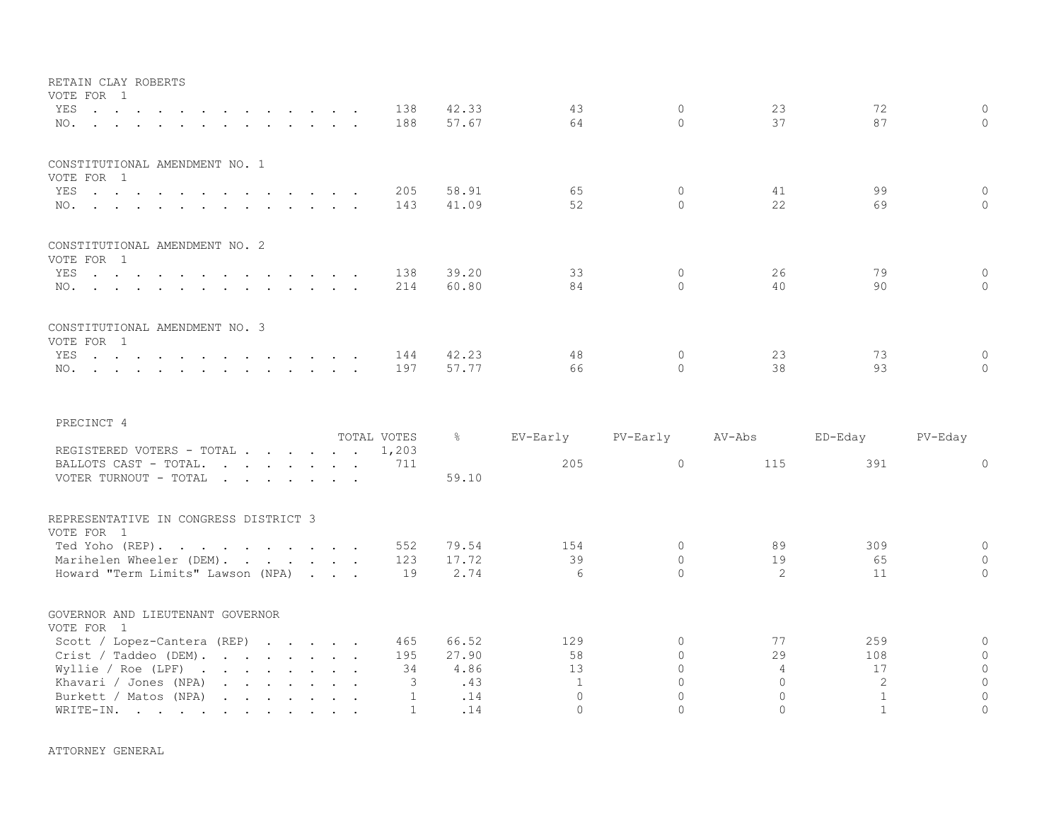RETAIN CLAY ROBERTS
VOTE FOR 1

| | TOTAL VOTES | % | EV-Early | PV-Early | AV-Abs | ED-Eday | PV-Eday |
|---|---|---|---|---|---|---|---|
| YES | 138 | 42.33 | 43 | 0 | 23 | 72 | 0 |
| NO. | 188 | 57.67 | 64 | 0 | 37 | 87 | 0 |

CONSTITUTIONAL AMENDMENT NO. 1
VOTE FOR 1

| | TOTAL VOTES | % | EV-Early | PV-Early | AV-Abs | ED-Eday | PV-Eday |
|---|---|---|---|---|---|---|---|
| YES | 205 | 58.91 | 65 | 0 | 41 | 99 | 0 |
| NO. | 143 | 41.09 | 52 | 0 | 22 | 69 | 0 |

CONSTITUTIONAL AMENDMENT NO. 2
VOTE FOR 1

| | TOTAL VOTES | % | EV-Early | PV-Early | AV-Abs | ED-Eday | PV-Eday |
|---|---|---|---|---|---|---|---|
| YES | 138 | 39.20 | 33 | 0 | 26 | 79 | 0 |
| NO. | 214 | 60.80 | 84 | 0 | 40 | 90 | 0 |

CONSTITUTIONAL AMENDMENT NO. 3
VOTE FOR 1

| | TOTAL VOTES | % | EV-Early | PV-Early | AV-Abs | ED-Eday | PV-Eday |
|---|---|---|---|---|---|---|---|
| YES | 144 | 42.23 | 48 | 0 | 23 | 73 | 0 |
| NO. | 197 | 57.77 | 66 | 0 | 38 | 93 | 0 |

PRECINCT 4

| | TOTAL VOTES | % | EV-Early | PV-Early | AV-Abs | ED-Eday | PV-Eday |
|---|---|---|---|---|---|---|---|
| REGISTERED VOTERS - TOTAL | 1,203 | | | | | | |
| BALLOTS CAST - TOTAL. | 711 | | 205 | 0 | 115 | 391 | 0 |
| VOTER TURNOUT - TOTAL | | 59.10 | | | | | |

REPRESENTATIVE IN CONGRESS DISTRICT 3
VOTE FOR 1

| | TOTAL VOTES | % | EV-Early | PV-Early | AV-Abs | ED-Eday | PV-Eday |
|---|---|---|---|---|---|---|---|
| Ted Yoho (REP). | 552 | 79.54 | 154 | 0 | 89 | 309 | 0 |
| Marihelen Wheeler (DEM). | 123 | 17.72 | 39 | 0 | 19 | 65 | 0 |
| Howard "Term Limits" Lawson (NPA) | 19 | 2.74 | 6 | 0 | 2 | 11 | 0 |

GOVERNOR AND LIEUTENANT GOVERNOR
VOTE FOR 1

| | TOTAL VOTES | % | EV-Early | PV-Early | AV-Abs | ED-Eday | PV-Eday |
|---|---|---|---|---|---|---|---|
| Scott / Lopez-Cantera (REP) | 465 | 66.52 | 129 | 0 | 77 | 259 | 0 |
| Crist / Taddeo (DEM). | 195 | 27.90 | 58 | 0 | 29 | 108 | 0 |
| Wyllie / Roe (LPF) | 34 | 4.86 | 13 | 0 | 4 | 17 | 0 |
| Khavari / Jones (NPA) | 3 | .43 | 1 | 0 | 0 | 2 | 0 |
| Burkett / Matos (NPA) | 1 | .14 | 0 | 0 | 0 | 1 | 0 |
| WRITE-IN. | 1 | .14 | 0 | 0 | 0 | 1 | 0 |

ATTORNEY GENERAL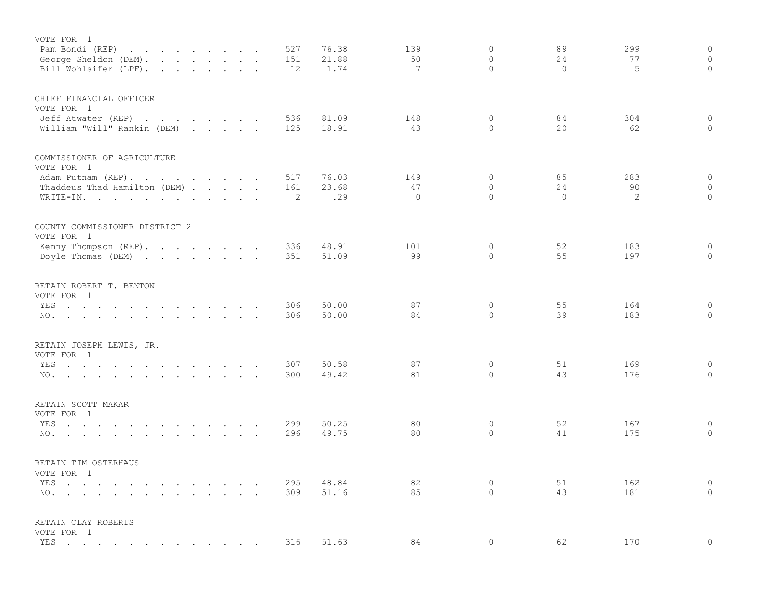VOTE FOR 1

| | | | | | | | |
|---|---|---|---|---|---|---|---|
| Pam Bondi (REP) | 527 | 76.38 | 139 | 0 | 89 | 299 | 0 |
| George Sheldon (DEM) | 151 | 21.88 | 50 | 0 | 24 | 77 | 0 |
| Bill Wohlsifer (LPF) | 12 | 1.74 | 7 | 0 | 0 | 5 | 0 |

CHIEF FINANCIAL OFFICER
VOTE FOR 1

| | | | | | | | |
|---|---|---|---|---|---|---|---|
| Jeff Atwater (REP) | 536 | 81.09 | 148 | 0 | 84 | 304 | 0 |
| William "Will" Rankin (DEM) | 125 | 18.91 | 43 | 0 | 20 | 62 | 0 |

COMMISSIONER OF AGRICULTURE
VOTE FOR 1

| | | | | | | | |
|---|---|---|---|---|---|---|---|
| Adam Putnam (REP) | 517 | 76.03 | 149 | 0 | 85 | 283 | 0 |
| Thaddeus Thad Hamilton (DEM) | 161 | 23.68 | 47 | 0 | 24 | 90 | 0 |
| WRITE-IN. | 2 | .29 | 0 | 0 | 0 | 2 | 0 |

COUNTY COMMISSIONER DISTRICT 2
VOTE FOR 1

| | | | | | | | |
|---|---|---|---|---|---|---|---|
| Kenny Thompson (REP) | 336 | 48.91 | 101 | 0 | 52 | 183 | 0 |
| Doyle Thomas (DEM) | 351 | 51.09 | 99 | 0 | 55 | 197 | 0 |

RETAIN ROBERT T. BENTON
VOTE FOR 1

| | | | | | | | |
|---|---|---|---|---|---|---|---|
| YES | 306 | 50.00 | 87 | 0 | 55 | 164 | 0 |
| NO. | 306 | 50.00 | 84 | 0 | 39 | 183 | 0 |

RETAIN JOSEPH LEWIS, JR.
VOTE FOR 1

| | | | | | | | |
|---|---|---|---|---|---|---|---|
| YES | 307 | 50.58 | 87 | 0 | 51 | 169 | 0 |
| NO. | 300 | 49.42 | 81 | 0 | 43 | 176 | 0 |

RETAIN SCOTT MAKAR
VOTE FOR 1

| | | | | | | | |
|---|---|---|---|---|---|---|---|
| YES | 299 | 50.25 | 80 | 0 | 52 | 167 | 0 |
| NO. | 296 | 49.75 | 80 | 0 | 41 | 175 | 0 |

RETAIN TIM OSTERHAUS
VOTE FOR 1

| | | | | | | | |
|---|---|---|---|---|---|---|---|
| YES | 295 | 48.84 | 82 | 0 | 51 | 162 | 0 |
| NO. | 309 | 51.16 | 85 | 0 | 43 | 181 | 0 |

RETAIN CLAY ROBERTS
VOTE FOR 1

| | | | | | | | |
|---|---|---|---|---|---|---|---|
| YES | 316 | 51.63 | 84 | 0 | 62 | 170 | 0 |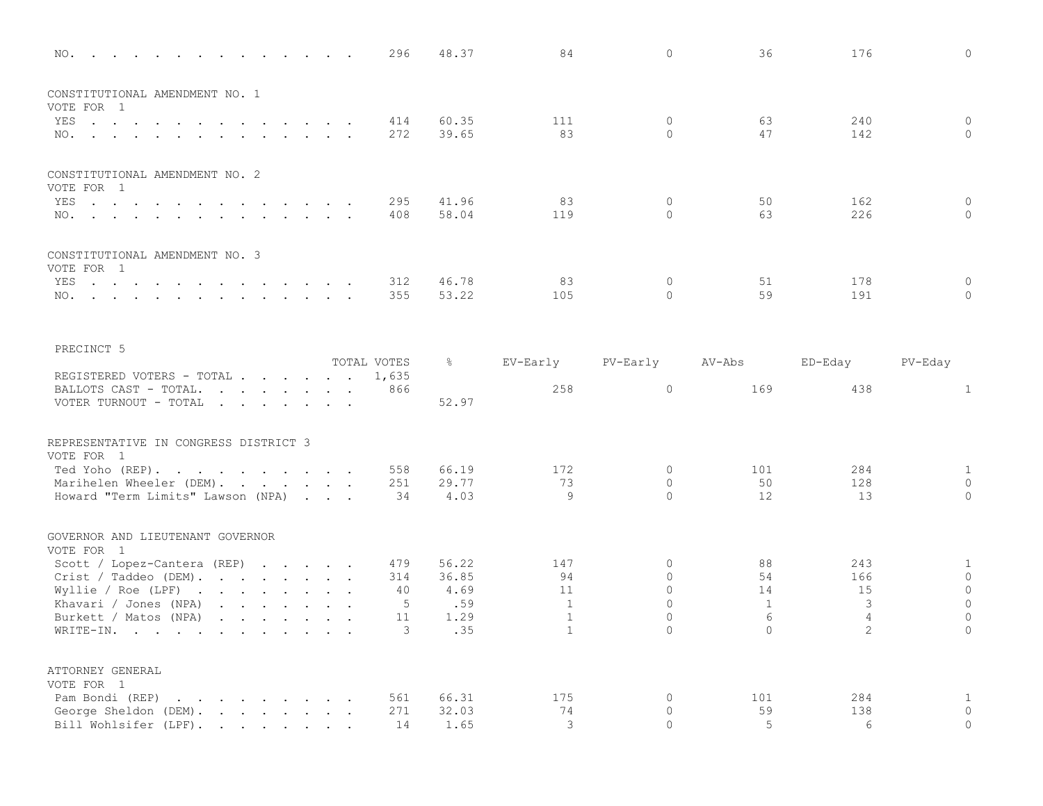| | TOTAL VOTES | % | EV-Early | PV-Early | AV-Abs | ED-Eday | PV-Eday |
|---|---|---|---|---|---|---|---|
| NO. | 296 | 48.37 | 84 | 0 | 36 | 176 | 0 |

CONSTITUTIONAL AMENDMENT NO. 1
VOTE FOR 1

| | TOTAL VOTES | % | EV-Early | PV-Early | AV-Abs | ED-Eday | PV-Eday |
|---|---|---|---|---|---|---|---|
| YES | 414 | 60.35 | 111 | 0 | 63 | 240 | 0 |
| NO. | 272 | 39.65 | 83 | 0 | 47 | 142 | 0 |

CONSTITUTIONAL AMENDMENT NO. 2
VOTE FOR 1

| | TOTAL VOTES | % | EV-Early | PV-Early | AV-Abs | ED-Eday | PV-Eday |
|---|---|---|---|---|---|---|---|
| YES | 295 | 41.96 | 83 | 0 | 50 | 162 | 0 |
| NO. | 408 | 58.04 | 119 | 0 | 63 | 226 | 0 |

CONSTITUTIONAL AMENDMENT NO. 3
VOTE FOR 1

| | TOTAL VOTES | % | EV-Early | PV-Early | AV-Abs | ED-Eday | PV-Eday |
|---|---|---|---|---|---|---|---|
| YES | 312 | 46.78 | 83 | 0 | 51 | 178 | 0 |
| NO. | 355 | 53.22 | 105 | 0 | 59 | 191 | 0 |

PRECINCT 5

| | TOTAL VOTES | % | EV-Early | PV-Early | AV-Abs | ED-Eday | PV-Eday |
|---|---|---|---|---|---|---|---|
| REGISTERED VOTERS - TOTAL | 1,635 | | | | | | |
| BALLOTS CAST - TOTAL. | 866 | | 258 | 0 | 169 | 438 | 1 |
| VOTER TURNOUT - TOTAL | | 52.97 | | | | | |

REPRESENTATIVE IN CONGRESS DISTRICT 3
VOTE FOR 1

| | TOTAL VOTES | % | EV-Early | PV-Early | AV-Abs | ED-Eday | PV-Eday |
|---|---|---|---|---|---|---|---|
| Ted Yoho (REP). | 558 | 66.19 | 172 | 0 | 101 | 284 | 1 |
| Marihelen Wheeler (DEM). | 251 | 29.77 | 73 | 0 | 50 | 128 | 0 |
| Howard "Term Limits" Lawson (NPA) | 34 | 4.03 | 9 | 0 | 12 | 13 | 0 |

GOVERNOR AND LIEUTENANT GOVERNOR
VOTE FOR 1

| | TOTAL VOTES | % | EV-Early | PV-Early | AV-Abs | ED-Eday | PV-Eday |
|---|---|---|---|---|---|---|---|
| Scott / Lopez-Cantera (REP) | 479 | 56.22 | 147 | 0 | 88 | 243 | 1 |
| Crist / Taddeo (DEM). | 314 | 36.85 | 94 | 0 | 54 | 166 | 0 |
| Wyllie / Roe (LPF) | 40 | 4.69 | 11 | 0 | 14 | 15 | 0 |
| Khavari / Jones (NPA) | 5 | .59 | 1 | 0 | 1 | 3 | 0 |
| Burkett / Matos (NPA) | 11 | 1.29 | 1 | 0 | 6 | 4 | 0 |
| WRITE-IN. | 3 | .35 | 1 | 0 | 0 | 2 | 0 |

ATTORNEY GENERAL
VOTE FOR 1

| | TOTAL VOTES | % | EV-Early | PV-Early | AV-Abs | ED-Eday | PV-Eday |
|---|---|---|---|---|---|---|---|
| Pam Bondi (REP) | 561 | 66.31 | 175 | 0 | 101 | 284 | 1 |
| George Sheldon (DEM). | 271 | 32.03 | 74 | 0 | 59 | 138 | 0 |
| Bill Wohlsifer (LPF). | 14 | 1.65 | 3 | 0 | 5 | 6 | 0 |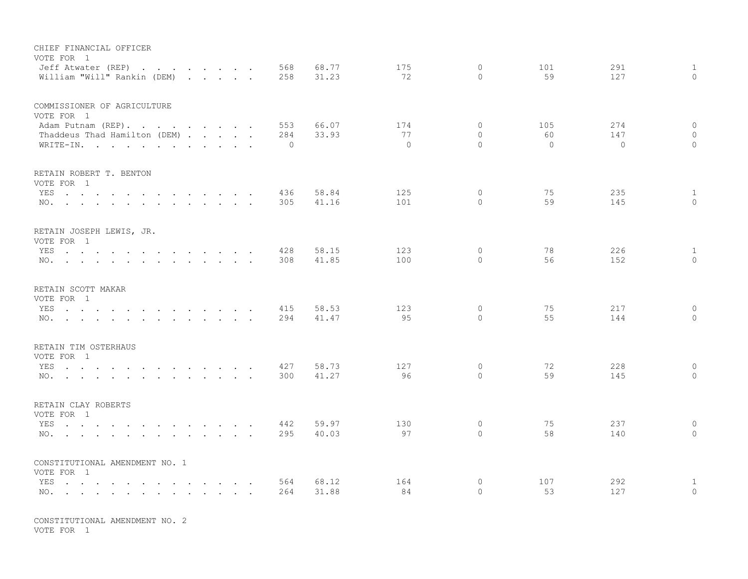CHIEF FINANCIAL OFFICER
VOTE FOR 1

| | | | | | | | |
|---|---|---|---|---|---|---|---|
| Jeff Atwater (REP) | 568 | 68.77 | 175 | 0 | 101 | 291 | 1 |
| William "Will" Rankin (DEM) | 258 | 31.23 | 72 | 0 | 59 | 127 | 0 |

COMMISSIONER OF AGRICULTURE
VOTE FOR 1

| | | | | | | | |
|---|---|---|---|---|---|---|---|
| Adam Putnam (REP) | 553 | 66.07 | 174 | 0 | 105 | 274 | 0 |
| Thaddeus Thad Hamilton (DEM) | 284 | 33.93 | 77 | 0 | 60 | 147 | 0 |
| WRITE-IN. | 0 | | 0 | 0 | 0 | 0 | 0 |

RETAIN ROBERT T. BENTON
VOTE FOR 1

| | | | | | | | |
|---|---|---|---|---|---|---|---|
| YES | 436 | 58.84 | 125 | 0 | 75 | 235 | 1 |
| NO. | 305 | 41.16 | 101 | 0 | 59 | 145 | 0 |

RETAIN JOSEPH LEWIS, JR.
VOTE FOR 1

| | | | | | | | |
|---|---|---|---|---|---|---|---|
| YES | 428 | 58.15 | 123 | 0 | 78 | 226 | 1 |
| NO. | 308 | 41.85 | 100 | 0 | 56 | 152 | 0 |

RETAIN SCOTT MAKAR
VOTE FOR 1

| | | | | | | | |
|---|---|---|---|---|---|---|---|
| YES | 415 | 58.53 | 123 | 0 | 75 | 217 | 0 |
| NO. | 294 | 41.47 | 95 | 0 | 55 | 144 | 0 |

RETAIN TIM OSTERHAUS
VOTE FOR 1

| | | | | | | | |
|---|---|---|---|---|---|---|---|
| YES | 427 | 58.73 | 127 | 0 | 72 | 228 | 0 |
| NO. | 300 | 41.27 | 96 | 0 | 59 | 145 | 0 |

RETAIN CLAY ROBERTS
VOTE FOR 1

| | | | | | | | |
|---|---|---|---|---|---|---|---|
| YES | 442 | 59.97 | 130 | 0 | 75 | 237 | 0 |
| NO. | 295 | 40.03 | 97 | 0 | 58 | 140 | 0 |

CONSTITUTIONAL AMENDMENT NO. 1
VOTE FOR 1

| | | | | | | | |
|---|---|---|---|---|---|---|---|
| YES | 564 | 68.12 | 164 | 0 | 107 | 292 | 1 |
| NO. | 264 | 31.88 | 84 | 0 | 53 | 127 | 0 |

CONSTITUTIONAL AMENDMENT NO. 2
VOTE FOR 1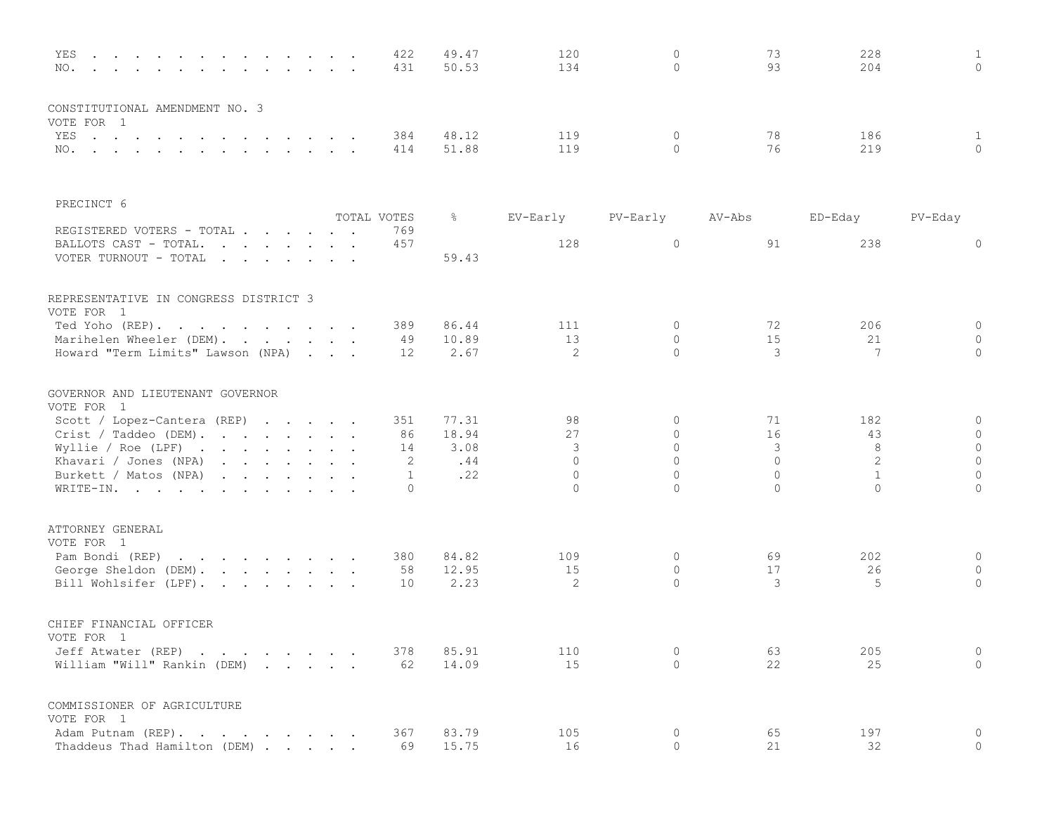| | TOTAL VOTES | % | EV-Early | PV-Early | AV-Abs | ED-Eday | PV-Eday |
|---|---|---|---|---|---|---|---|
| YES | 422 | 49.47 | 120 | 0 | 73 | 228 | 1 |
| NO. | 431 | 50.53 | 134 | 0 | 93 | 204 | 0 |

CONSTITUTIONAL AMENDMENT NO. 3
VOTE FOR 1

| | TOTAL VOTES | % | EV-Early | PV-Early | AV-Abs | ED-Eday | PV-Eday |
|---|---|---|---|---|---|---|---|
| YES | 384 | 48.12 | 119 | 0 | 78 | 186 | 1 |
| NO. | 414 | 51.88 | 119 | 0 | 76 | 219 | 0 |

PRECINCT 6

| | TOTAL VOTES | % | EV-Early | PV-Early | AV-Abs | ED-Eday | PV-Eday |
|---|---|---|---|---|---|---|---|
| REGISTERED VOTERS - TOTAL | 769 | | | | | | |
| BALLOTS CAST - TOTAL. | 457 | | 128 | 0 | 91 | 238 | 0 |
| VOTER TURNOUT - TOTAL | | 59.43 | | | | | |

REPRESENTATIVE IN CONGRESS DISTRICT 3
VOTE FOR 1

| | TOTAL VOTES | % | EV-Early | PV-Early | AV-Abs | ED-Eday | PV-Eday |
|---|---|---|---|---|---|---|---|
| Ted Yoho (REP). | 389 | 86.44 | 111 | 0 | 72 | 206 | 0 |
| Marihelen Wheeler (DEM). | 49 | 10.89 | 13 | 0 | 15 | 21 | 0 |
| Howard "Term Limits" Lawson (NPA) | 12 | 2.67 | 2 | 0 | 3 | 7 | 0 |

GOVERNOR AND LIEUTENANT GOVERNOR
VOTE FOR 1

| | TOTAL VOTES | % | EV-Early | PV-Early | AV-Abs | ED-Eday | PV-Eday |
|---|---|---|---|---|---|---|---|
| Scott / Lopez-Cantera (REP) | 351 | 77.31 | 98 | 0 | 71 | 182 | 0 |
| Crist / Taddeo (DEM). | 86 | 18.94 | 27 | 0 | 16 | 43 | 0 |
| Wyllie / Roe (LPF) | 14 | 3.08 | 3 | 0 | 3 | 8 | 0 |
| Khavari / Jones (NPA) | 2 | .44 | 0 | 0 | 0 | 2 | 0 |
| Burkett / Matos (NPA) | 1 | .22 | 0 | 0 | 0 | 1 | 0 |
| WRITE-IN. | 0 | | 0 | 0 | 0 | 0 | 0 |

ATTORNEY GENERAL
VOTE FOR 1

| | TOTAL VOTES | % | EV-Early | PV-Early | AV-Abs | ED-Eday | PV-Eday |
|---|---|---|---|---|---|---|---|
| Pam Bondi (REP) | 380 | 84.82 | 109 | 0 | 69 | 202 | 0 |
| George Sheldon (DEM). | 58 | 12.95 | 15 | 0 | 17 | 26 | 0 |
| Bill Wohlsifer (LPF). | 10 | 2.23 | 2 | 0 | 3 | 5 | 0 |

CHIEF FINANCIAL OFFICER
VOTE FOR 1

| | TOTAL VOTES | % | EV-Early | PV-Early | AV-Abs | ED-Eday | PV-Eday |
|---|---|---|---|---|---|---|---|
| Jeff Atwater (REP) | 378 | 85.91 | 110 | 0 | 63 | 205 | 0 |
| William "Will" Rankin (DEM) | 62 | 14.09 | 15 | 0 | 22 | 25 | 0 |

COMMISSIONER OF AGRICULTURE
VOTE FOR 1

| | TOTAL VOTES | % | EV-Early | PV-Early | AV-Abs | ED-Eday | PV-Eday |
|---|---|---|---|---|---|---|---|
| Adam Putnam (REP). | 367 | 83.79 | 105 | 0 | 65 | 197 | 0 |
| Thaddeus Thad Hamilton (DEM) | 69 | 15.75 | 16 | 0 | 21 | 32 | 0 |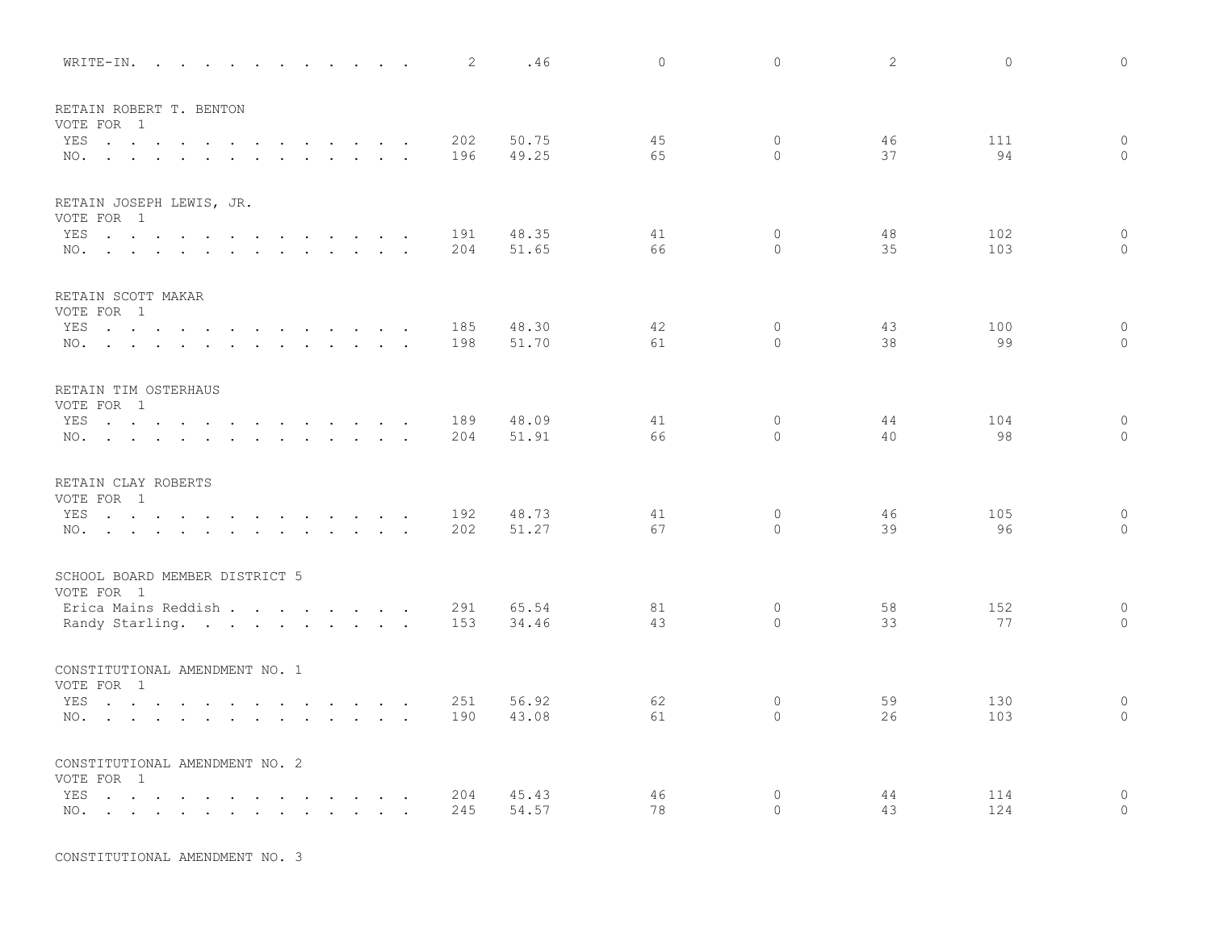| | | | | | | |
|---|---|---|---|---|---|---|
| WRITE-IN. . . . . . . . . . . . . | 2 | .46 | 0 | 0 | 2 | 0 | 0 |

RETAIN ROBERT T. BENTON
VOTE FOR 1

| | | | | | | | |
|---|---|---|---|---|---|---|---|
| YES . . . . . . . . . . . . . . | 202 | 50.75 | 45 | 0 | 46 | 111 | 0 |
| NO. . . . . . . . . . . . . . . | 196 | 49.25 | 65 | 0 | 37 | 94 | 0 |

RETAIN JOSEPH LEWIS, JR.
VOTE FOR 1

| | | | | | | | |
|---|---|---|---|---|---|---|---|
| YES . . . . . . . . . . . . . . | 191 | 48.35 | 41 | 0 | 48 | 102 | 0 |
| NO. . . . . . . . . . . . . . . | 204 | 51.65 | 66 | 0 | 35 | 103 | 0 |

RETAIN SCOTT MAKAR
VOTE FOR 1

| | | | | | | | |
|---|---|---|---|---|---|---|---|
| YES . . . . . . . . . . . . . . | 185 | 48.30 | 42 | 0 | 43 | 100 | 0 |
| NO. . . . . . . . . . . . . . . | 198 | 51.70 | 61 | 0 | 38 | 99 | 0 |

RETAIN TIM OSTERHAUS
VOTE FOR 1

| | | | | | | | |
|---|---|---|---|---|---|---|---|
| YES . . . . . . . . . . . . . . | 189 | 48.09 | 41 | 0 | 44 | 104 | 0 |
| NO. . . . . . . . . . . . . . . | 204 | 51.91 | 66 | 0 | 40 | 98 | 0 |

RETAIN CLAY ROBERTS
VOTE FOR 1

| | | | | | | | |
|---|---|---|---|---|---|---|---|
| YES . . . . . . . . . . . . . . | 192 | 48.73 | 41 | 0 | 46 | 105 | 0 |
| NO. . . . . . . . . . . . . . . | 202 | 51.27 | 67 | 0 | 39 | 96 | 0 |

SCHOOL BOARD MEMBER DISTRICT 5
VOTE FOR 1

| | | | | | | | |
|---|---|---|---|---|---|---|---|
| Erica Mains Reddish . . . . . . . . | 291 | 65.54 | 81 | 0 | 58 | 152 | 0 |
| Randy Starling. . . . . . . . . . | 153 | 34.46 | 43 | 0 | 33 | 77 | 0 |

CONSTITUTIONAL AMENDMENT NO. 1
VOTE FOR 1

| | | | | | | | |
|---|---|---|---|---|---|---|---|
| YES . . . . . . . . . . . . . . | 251 | 56.92 | 62 | 0 | 59 | 130 | 0 |
| NO. . . . . . . . . . . . . . . | 190 | 43.08 | 61 | 0 | 26 | 103 | 0 |

CONSTITUTIONAL AMENDMENT NO. 2
VOTE FOR 1

| | | | | | | | |
|---|---|---|---|---|---|---|---|
| YES . . . . . . . . . . . . . . | 204 | 45.43 | 46 | 0 | 44 | 114 | 0 |
| NO. . . . . . . . . . . . . . . | 245 | 54.57 | 78 | 0 | 43 | 124 | 0 |

CONSTITUTIONAL AMENDMENT NO. 3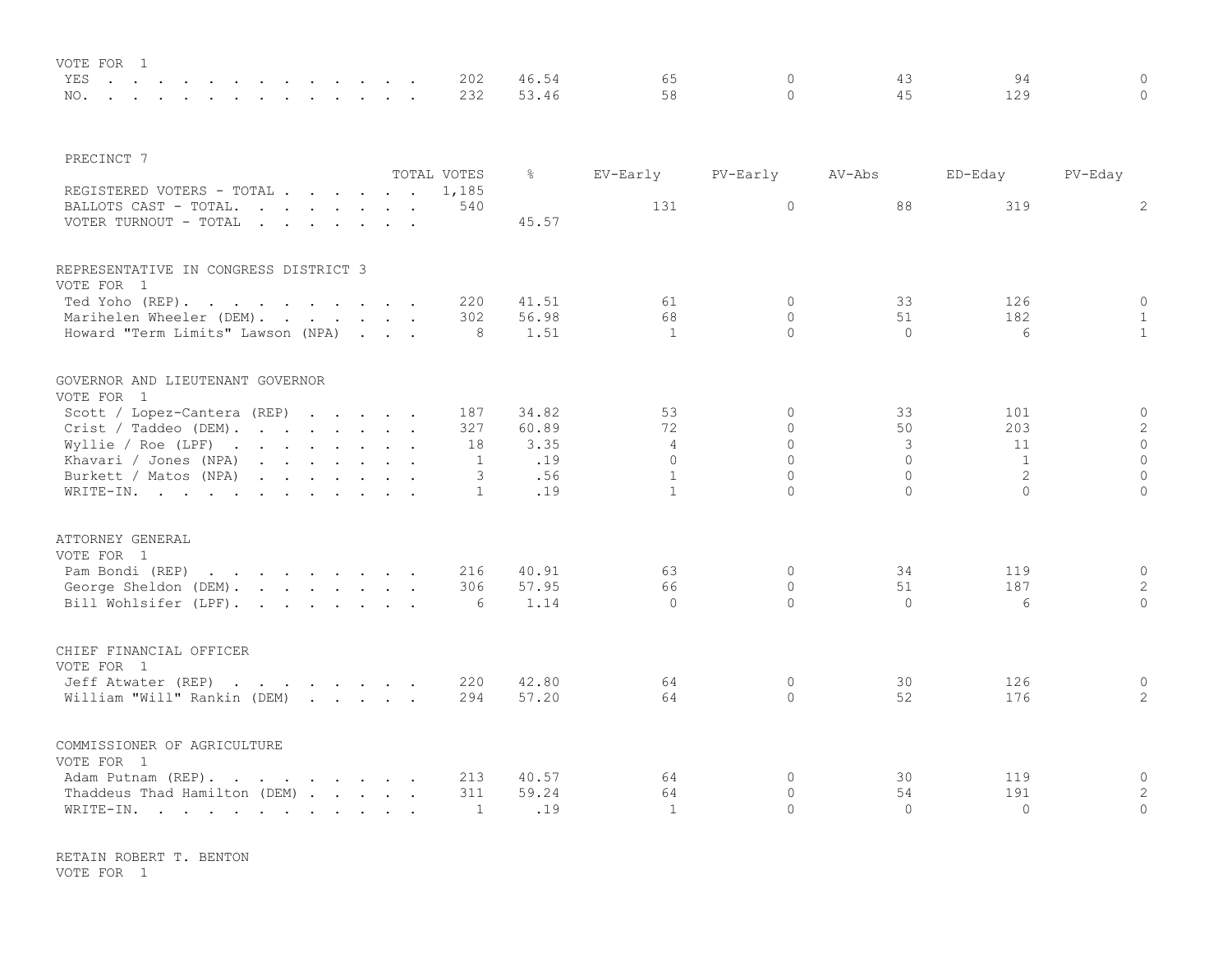VOTE FOR 1

| | TOTAL VOTES | % | EV-Early | PV-Early | AV-Abs | ED-Eday | PV-Eday |
|---|---|---|---|---|---|---|---|
| YES | 202 | 46.54 | 65 | 0 | 43 | 94 | 0 |
| NO. | 232 | 53.46 | 58 | 0 | 45 | 129 | 0 |

## PRECINCT 7

| | TOTAL VOTES | % | EV-Early | PV-Early | AV-Abs | ED-Eday | PV-Eday |
|---|---|---|---|---|---|---|---|
| REGISTERED VOTERS - TOTAL | 1,185 | | | | | | |
| BALLOTS CAST - TOTAL. | 540 | | 131 | 0 | 88 | 319 | 2 |
| VOTER TURNOUT - TOTAL | | 45.57 | | | | | |

### REPRESENTATIVE IN CONGRESS DISTRICT 3
VOTE FOR 1

| | TOTAL VOTES | % | EV-Early | PV-Early | AV-Abs | ED-Eday | PV-Eday |
|---|---|---|---|---|---|---|---|
| Ted Yoho (REP). | 220 | 41.51 | 61 | 0 | 33 | 126 | 0 |
| Marihelen Wheeler (DEM). | 302 | 56.98 | 68 | 0 | 51 | 182 | 1 |
| Howard "Term Limits" Lawson (NPA) | 8 | 1.51 | 1 | 0 | 0 | 6 | 1 |

### GOVERNOR AND LIEUTENANT GOVERNOR
VOTE FOR 1

| | TOTAL VOTES | % | EV-Early | PV-Early | AV-Abs | ED-Eday | PV-Eday |
|---|---|---|---|---|---|---|---|
| Scott / Lopez-Cantera (REP) | 187 | 34.82 | 53 | 0 | 33 | 101 | 0 |
| Crist / Taddeo (DEM). | 327 | 60.89 | 72 | 0 | 50 | 203 | 2 |
| Wyllie / Roe (LPF) | 18 | 3.35 | 4 | 0 | 3 | 11 | 0 |
| Khavari / Jones (NPA) | 1 | .19 | 0 | 0 | 0 | 1 | 0 |
| Burkett / Matos (NPA) | 3 | .56 | 1 | 0 | 0 | 2 | 0 |
| WRITE-IN. | 1 | .19 | 1 | 0 | 0 | 0 | 0 |

### ATTORNEY GENERAL
VOTE FOR 1

| | TOTAL VOTES | % | EV-Early | PV-Early | AV-Abs | ED-Eday | PV-Eday |
|---|---|---|---|---|---|---|---|
| Pam Bondi (REP) | 216 | 40.91 | 63 | 0 | 34 | 119 | 0 |
| George Sheldon (DEM). | 306 | 57.95 | 66 | 0 | 51 | 187 | 2 |
| Bill Wohlsifer (LPF). | 6 | 1.14 | 0 | 0 | 0 | 6 | 0 |

### CHIEF FINANCIAL OFFICER
VOTE FOR 1

| | TOTAL VOTES | % | EV-Early | PV-Early | AV-Abs | ED-Eday | PV-Eday |
|---|---|---|---|---|---|---|---|
| Jeff Atwater (REP) | 220 | 42.80 | 64 | 0 | 30 | 126 | 0 |
| William "Will" Rankin (DEM) | 294 | 57.20 | 64 | 0 | 52 | 176 | 2 |

### COMMISSIONER OF AGRICULTURE
VOTE FOR 1

| | TOTAL VOTES | % | EV-Early | PV-Early | AV-Abs | ED-Eday | PV-Eday |
|---|---|---|---|---|---|---|---|
| Adam Putnam (REP). | 213 | 40.57 | 64 | 0 | 30 | 119 | 0 |
| Thaddeus Thad Hamilton (DEM) | 311 | 59.24 | 64 | 0 | 54 | 191 | 2 |
| WRITE-IN. | 1 | .19 | 1 | 0 | 0 | 0 | 0 |

### RETAIN ROBERT T. BENTON
VOTE FOR 1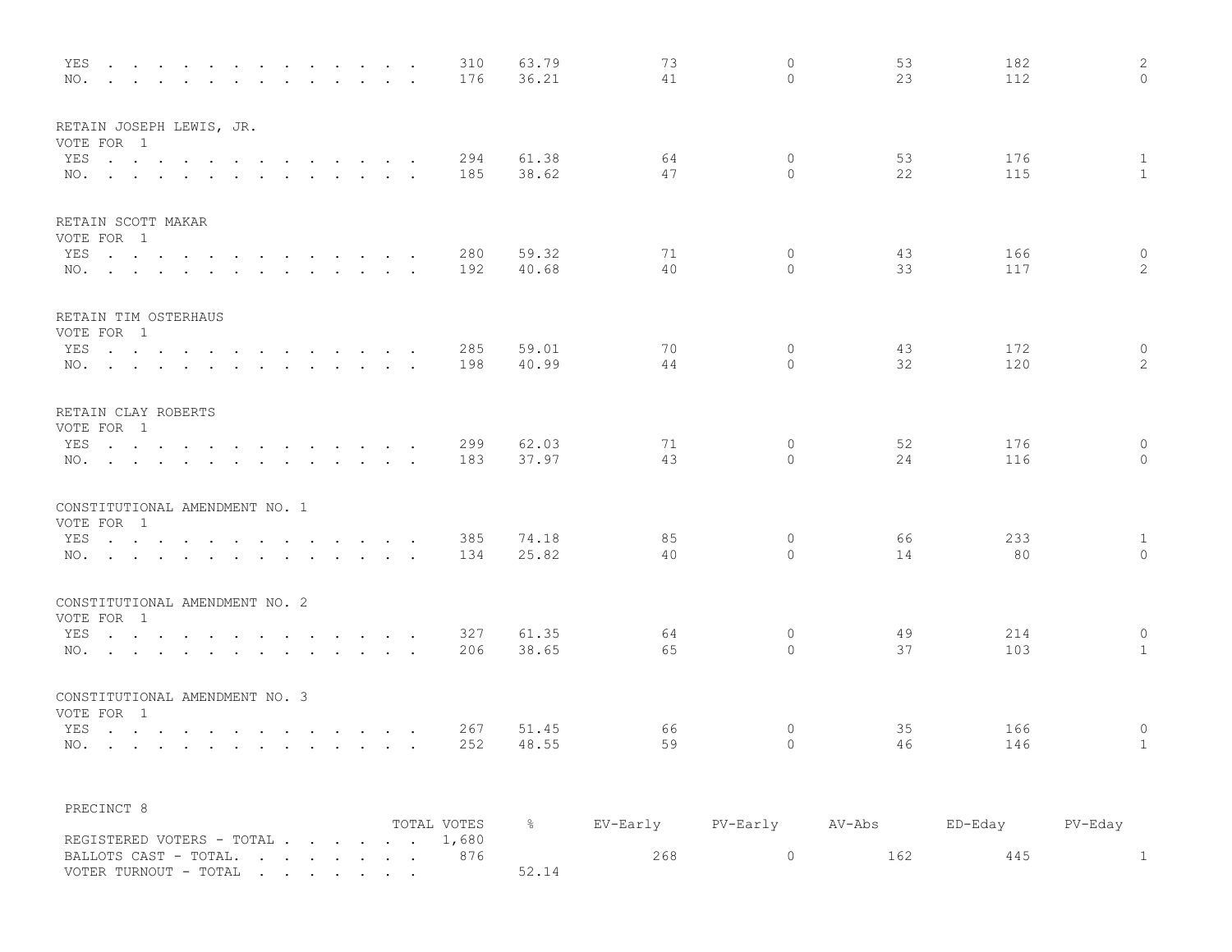| | TOTAL VOTES | % | EV-Early | PV-Early | AV-Abs | ED-Eday | PV-Eday |
|---|---|---|---|---|---|---|---|
| YES | 310 | 63.79 | 73 | 0 | 53 | 182 | 2 |
| NO. | 176 | 36.21 | 41 | 0 | 23 | 112 | 0 |

RETAIN JOSEPH LEWIS, JR.
VOTE FOR 1

| | TOTAL VOTES | % | EV-Early | PV-Early | AV-Abs | ED-Eday | PV-Eday |
|---|---|---|---|---|---|---|---|
| YES | 294 | 61.38 | 64 | 0 | 53 | 176 | 1 |
| NO. | 185 | 38.62 | 47 | 0 | 22 | 115 | 1 |

RETAIN SCOTT MAKAR
VOTE FOR 1

| | TOTAL VOTES | % | EV-Early | PV-Early | AV-Abs | ED-Eday | PV-Eday |
|---|---|---|---|---|---|---|---|
| YES | 280 | 59.32 | 71 | 0 | 43 | 166 | 0 |
| NO. | 192 | 40.68 | 40 | 0 | 33 | 117 | 2 |

RETAIN TIM OSTERHAUS
VOTE FOR 1

| | TOTAL VOTES | % | EV-Early | PV-Early | AV-Abs | ED-Eday | PV-Eday |
|---|---|---|---|---|---|---|---|
| YES | 285 | 59.01 | 70 | 0 | 43 | 172 | 0 |
| NO. | 198 | 40.99 | 44 | 0 | 32 | 120 | 2 |

RETAIN CLAY ROBERTS
VOTE FOR 1

| | TOTAL VOTES | % | EV-Early | PV-Early | AV-Abs | ED-Eday | PV-Eday |
|---|---|---|---|---|---|---|---|
| YES | 299 | 62.03 | 71 | 0 | 52 | 176 | 0 |
| NO. | 183 | 37.97 | 43 | 0 | 24 | 116 | 0 |

CONSTITUTIONAL AMENDMENT NO. 1
VOTE FOR 1

| | TOTAL VOTES | % | EV-Early | PV-Early | AV-Abs | ED-Eday | PV-Eday |
|---|---|---|---|---|---|---|---|
| YES | 385 | 74.18 | 85 | 0 | 66 | 233 | 1 |
| NO. | 134 | 25.82 | 40 | 0 | 14 | 80 | 0 |

CONSTITUTIONAL AMENDMENT NO. 2
VOTE FOR 1

| | TOTAL VOTES | % | EV-Early | PV-Early | AV-Abs | ED-Eday | PV-Eday |
|---|---|---|---|---|---|---|---|
| YES | 327 | 61.35 | 64 | 0 | 49 | 214 | 0 |
| NO. | 206 | 38.65 | 65 | 0 | 37 | 103 | 1 |

CONSTITUTIONAL AMENDMENT NO. 3
VOTE FOR 1

| | TOTAL VOTES | % | EV-Early | PV-Early | AV-Abs | ED-Eday | PV-Eday |
|---|---|---|---|---|---|---|---|
| YES | 267 | 51.45 | 66 | 0 | 35 | 166 | 0 |
| NO. | 252 | 48.55 | 59 | 0 | 46 | 146 | 1 |

PRECINCT 8

| | TOTAL VOTES | % | EV-Early | PV-Early | AV-Abs | ED-Eday | PV-Eday |
|---|---|---|---|---|---|---|---|
| REGISTERED VOTERS - TOTAL | 1,680 | | | | | | |
| BALLOTS CAST - TOTAL. | 876 | | 268 | 0 | 162 | 445 | 1 |
| VOTER TURNOUT - TOTAL | | 52.14 | | | | | |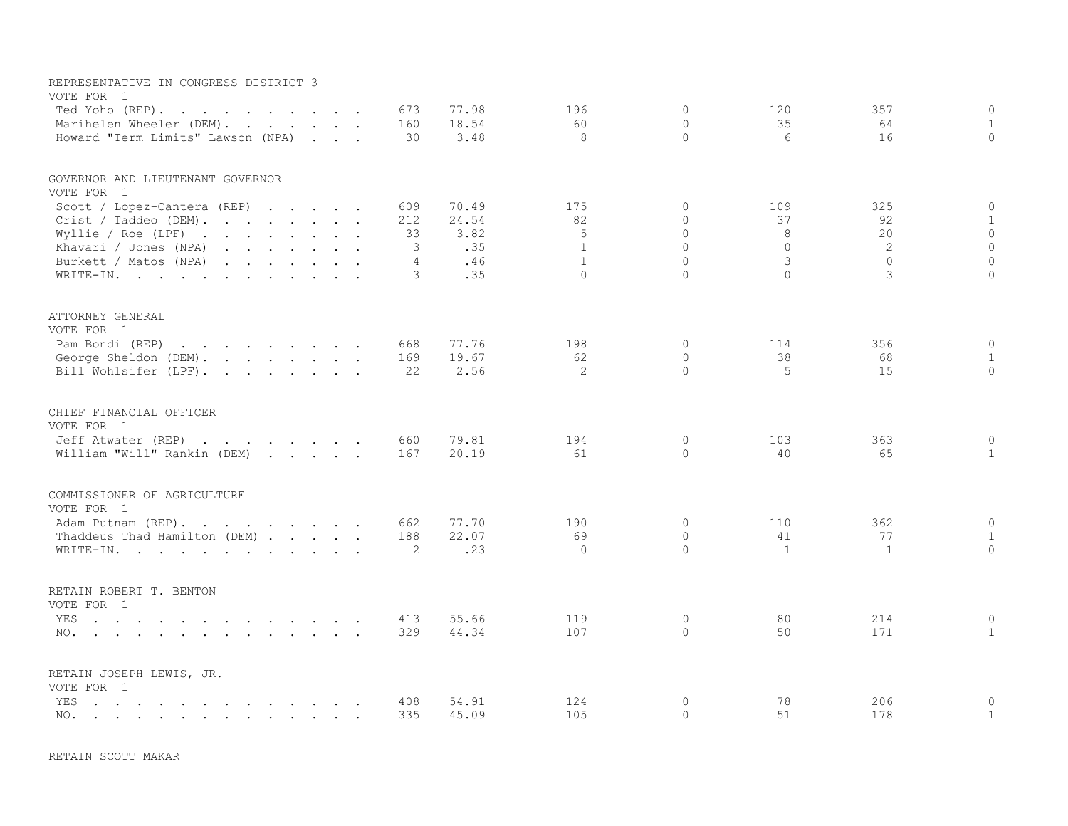REPRESENTATIVE IN CONGRESS DISTRICT 3
VOTE FOR 1

| Candidate | Total | Percent | | | | | |
|---|---|---|---|---|---|---|---|
| Ted Yoho (REP) | 673 | 77.98 | 196 | 0 | 120 | 357 | 0 |
| Marihelen Wheeler (DEM) | 160 | 18.54 | 60 | 0 | 35 | 64 | 1 |
| Howard "Term Limits" Lawson (NPA) | 30 | 3.48 | 8 | 0 | 6 | 16 | 0 |

GOVERNOR AND LIEUTENANT GOVERNOR
VOTE FOR 1

| Candidate | Total | Percent | | | | | |
|---|---|---|---|---|---|---|---|
| Scott / Lopez-Cantera (REP) | 609 | 70.49 | 175 | 0 | 109 | 325 | 0 |
| Crist / Taddeo (DEM) | 212 | 24.54 | 82 | 0 | 37 | 92 | 1 |
| Wyllie / Roe (LPF) | 33 | 3.82 | 5 | 0 | 8 | 20 | 0 |
| Khavari / Jones (NPA) | 3 | .35 | 1 | 0 | 0 | 2 | 0 |
| Burkett / Matos (NPA) | 4 | .46 | 1 | 0 | 3 | 0 | 0 |
| WRITE-IN | 3 | .35 | 0 | 0 | 0 | 3 | 0 |

ATTORNEY GENERAL
VOTE FOR 1

| Candidate | Total | Percent | | | | | |
|---|---|---|---|---|---|---|---|
| Pam Bondi (REP) | 668 | 77.76 | 198 | 0 | 114 | 356 | 0 |
| George Sheldon (DEM) | 169 | 19.67 | 62 | 0 | 38 | 68 | 1 |
| Bill Wohlsifer (LPF) | 22 | 2.56 | 2 | 0 | 5 | 15 | 0 |

CHIEF FINANCIAL OFFICER
VOTE FOR 1

| Candidate | Total | Percent | | | | | |
|---|---|---|---|---|---|---|---|
| Jeff Atwater (REP) | 660 | 79.81 | 194 | 0 | 103 | 363 | 0 |
| William "Will" Rankin (DEM) | 167 | 20.19 | 61 | 0 | 40 | 65 | 1 |

COMMISSIONER OF AGRICULTURE
VOTE FOR 1

| Candidate | Total | Percent | | | | | |
|---|---|---|---|---|---|---|---|
| Adam Putnam (REP) | 662 | 77.70 | 190 | 0 | 110 | 362 | 0 |
| Thaddeus Thad Hamilton (DEM) | 188 | 22.07 | 69 | 0 | 41 | 77 | 1 |
| WRITE-IN | 2 | .23 | 0 | 0 | 1 | 1 | 0 |

RETAIN ROBERT T. BENTON
VOTE FOR 1

| Choice | Total | Percent | | | | | |
|---|---|---|---|---|---|---|---|
| YES | 413 | 55.66 | 119 | 0 | 80 | 214 | 0 |
| NO | 329 | 44.34 | 107 | 0 | 50 | 171 | 1 |

RETAIN JOSEPH LEWIS, JR.
VOTE FOR 1

| Choice | Total | Percent | | | | | |
|---|---|---|---|---|---|---|---|
| YES | 408 | 54.91 | 124 | 0 | 78 | 206 | 0 |
| NO | 335 | 45.09 | 105 | 0 | 51 | 178 | 1 |

RETAIN SCOTT MAKAR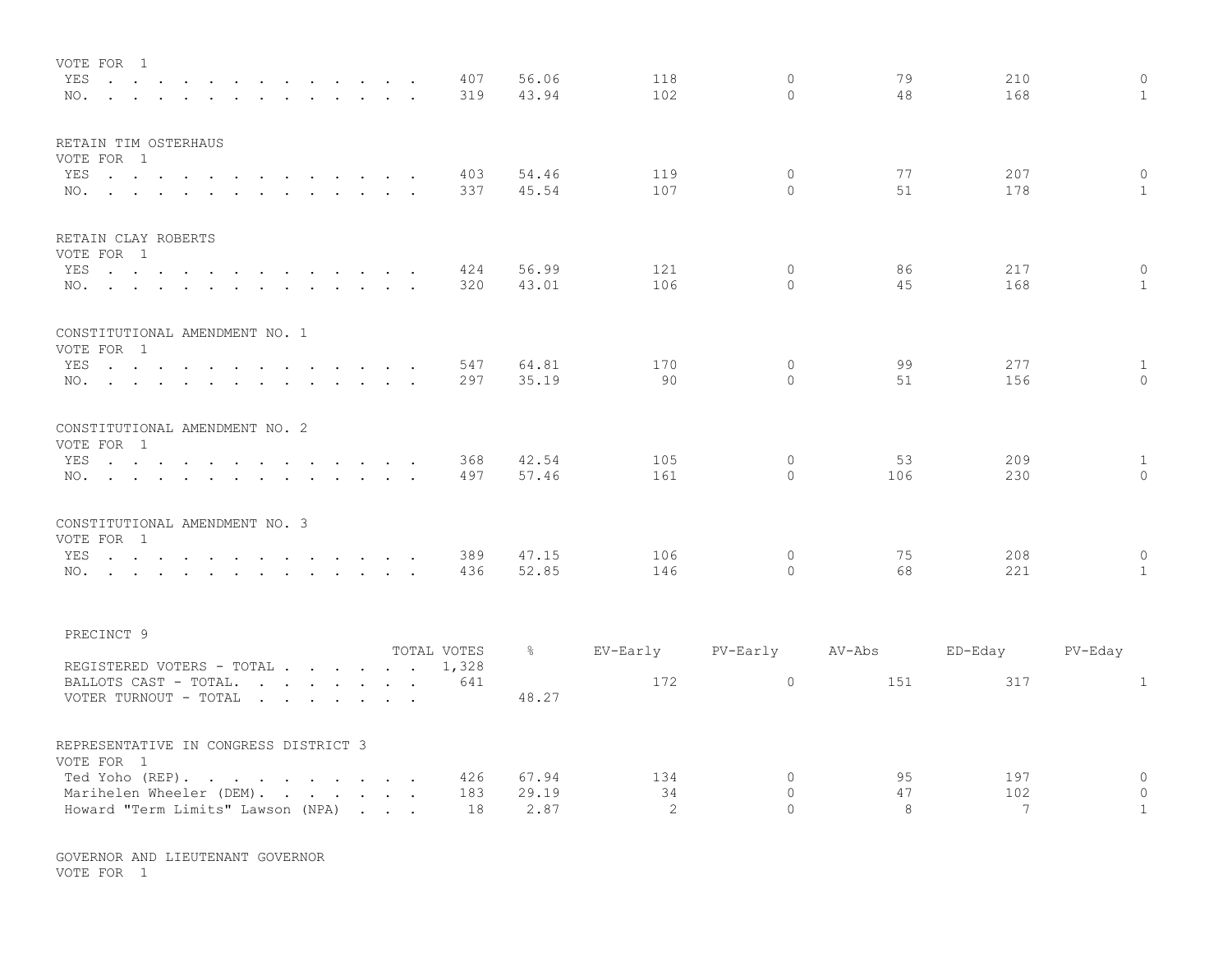VOTE FOR 1

| | TOTAL VOTES | % | EV-Early | PV-Early | AV-Abs | ED-Eday | PV-Eday |
|---|---|---|---|---|---|---|---|
| YES | 407 | 56.06 | 118 | 0 | 79 | 210 | 0 |
| NO. | 319 | 43.94 | 102 | 0 | 48 | 168 | 1 |

RETAIN TIM OSTERHAUS
VOTE FOR 1

| | TOTAL VOTES | % | EV-Early | PV-Early | AV-Abs | ED-Eday | PV-Eday |
|---|---|---|---|---|---|---|---|
| YES | 403 | 54.46 | 119 | 0 | 77 | 207 | 0 |
| NO. | 337 | 45.54 | 107 | 0 | 51 | 178 | 1 |

RETAIN CLAY ROBERTS
VOTE FOR 1

| | TOTAL VOTES | % | EV-Early | PV-Early | AV-Abs | ED-Eday | PV-Eday |
|---|---|---|---|---|---|---|---|
| YES | 424 | 56.99 | 121 | 0 | 86 | 217 | 0 |
| NO. | 320 | 43.01 | 106 | 0 | 45 | 168 | 1 |

CONSTITUTIONAL AMENDMENT NO. 1
VOTE FOR 1

| | TOTAL VOTES | % | EV-Early | PV-Early | AV-Abs | ED-Eday | PV-Eday |
|---|---|---|---|---|---|---|---|
| YES | 547 | 64.81 | 170 | 0 | 99 | 277 | 1 |
| NO. | 297 | 35.19 | 90 | 0 | 51 | 156 | 0 |

CONSTITUTIONAL AMENDMENT NO. 2
VOTE FOR 1

| | TOTAL VOTES | % | EV-Early | PV-Early | AV-Abs | ED-Eday | PV-Eday |
|---|---|---|---|---|---|---|---|
| YES | 368 | 42.54 | 105 | 0 | 53 | 209 | 1 |
| NO. | 497 | 57.46 | 161 | 0 | 106 | 230 | 0 |

CONSTITUTIONAL AMENDMENT NO. 3
VOTE FOR 1

| | TOTAL VOTES | % | EV-Early | PV-Early | AV-Abs | ED-Eday | PV-Eday |
|---|---|---|---|---|---|---|---|
| YES | 389 | 47.15 | 106 | 0 | 75 | 208 | 0 |
| NO. | 436 | 52.85 | 146 | 0 | 68 | 221 | 1 |

PRECINCT 9

| | TOTAL VOTES | % | EV-Early | PV-Early | AV-Abs | ED-Eday | PV-Eday |
|---|---|---|---|---|---|---|---|
| REGISTERED VOTERS - TOTAL | 1,328 | | | | | | |
| BALLOTS CAST - TOTAL. | 641 | | 172 | 0 | 151 | 317 | 1 |
| VOTER TURNOUT - TOTAL | | 48.27 | | | | | |

REPRESENTATIVE IN CONGRESS DISTRICT 3
VOTE FOR 1

| | TOTAL VOTES | % | EV-Early | PV-Early | AV-Abs | ED-Eday | PV-Eday |
|---|---|---|---|---|---|---|---|
| Ted Yoho (REP). | 426 | 67.94 | 134 | 0 | 95 | 197 | 0 |
| Marihelen Wheeler (DEM). | 183 | 29.19 | 34 | 0 | 47 | 102 | 0 |
| Howard "Term Limits" Lawson (NPA) | 18 | 2.87 | 2 | 0 | 8 | 7 | 1 |

GOVERNOR AND LIEUTENANT GOVERNOR
VOTE FOR 1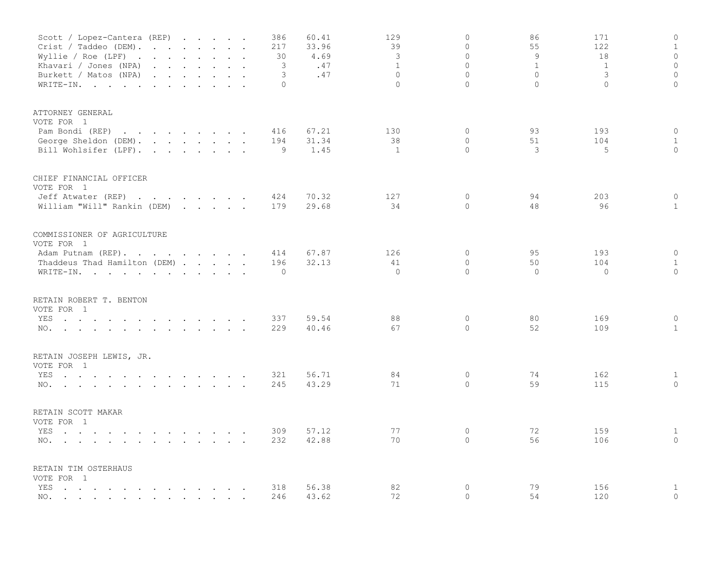| | | | | | | | |
|---|---|---|---|---|---|---|---|
| Scott / Lopez-Cantera (REP) | 386 | 60.41 | 129 | 0 | 86 | 171 | 0 |
| Crist / Taddeo (DEM) | 217 | 33.96 | 39 | 0 | 55 | 122 | 1 |
| Wyllie / Roe (LPF) | 30 | 4.69 | 3 | 0 | 9 | 18 | 0 |
| Khavari / Jones (NPA) | 3 | .47 | 1 | 0 | 1 | 1 | 0 |
| Burkett / Matos (NPA) | 3 | .47 | 0 | 0 | 0 | 3 | 0 |
| WRITE-IN | 0 | | 0 | 0 | 0 | 0 | 0 |

ATTORNEY GENERAL
VOTE FOR 1

| | | | | | | | |
|---|---|---|---|---|---|---|---|
| Pam Bondi (REP) | 416 | 67.21 | 130 | 0 | 93 | 193 | 0 |
| George Sheldon (DEM) | 194 | 31.34 | 38 | 0 | 51 | 104 | 1 |
| Bill Wohlsifer (LPF) | 9 | 1.45 | 1 | 0 | 3 | 5 | 0 |

CHIEF FINANCIAL OFFICER
VOTE FOR 1

| | | | | | | | |
|---|---|---|---|---|---|---|---|
| Jeff Atwater (REP) | 424 | 70.32 | 127 | 0 | 94 | 203 | 0 |
| William "Will" Rankin (DEM) | 179 | 29.68 | 34 | 0 | 48 | 96 | 1 |

COMMISSIONER OF AGRICULTURE
VOTE FOR 1

| | | | | | | | |
|---|---|---|---|---|---|---|---|
| Adam Putnam (REP) | 414 | 67.87 | 126 | 0 | 95 | 193 | 0 |
| Thaddeus Thad Hamilton (DEM) | 196 | 32.13 | 41 | 0 | 50 | 104 | 1 |
| WRITE-IN | 0 | | 0 | 0 | 0 | 0 | 0 |

RETAIN ROBERT T. BENTON
VOTE FOR 1

| | | | | | | | |
|---|---|---|---|---|---|---|---|
| YES | 337 | 59.54 | 88 | 0 | 80 | 169 | 0 |
| NO | 229 | 40.46 | 67 | 0 | 52 | 109 | 1 |

RETAIN JOSEPH LEWIS, JR.
VOTE FOR 1

| | | | | | | | |
|---|---|---|---|---|---|---|---|
| YES | 321 | 56.71 | 84 | 0 | 74 | 162 | 1 |
| NO | 245 | 43.29 | 71 | 0 | 59 | 115 | 0 |

RETAIN SCOTT MAKAR
VOTE FOR 1

| | | | | | | | |
|---|---|---|---|---|---|---|---|
| YES | 309 | 57.12 | 77 | 0 | 72 | 159 | 1 |
| NO | 232 | 42.88 | 70 | 0 | 56 | 106 | 0 |

RETAIN TIM OSTERHAUS
VOTE FOR 1

| | | | | | | | |
|---|---|---|---|---|---|---|---|
| YES | 318 | 56.38 | 82 | 0 | 79 | 156 | 1 |
| NO | 246 | 43.62 | 72 | 0 | 54 | 120 | 0 |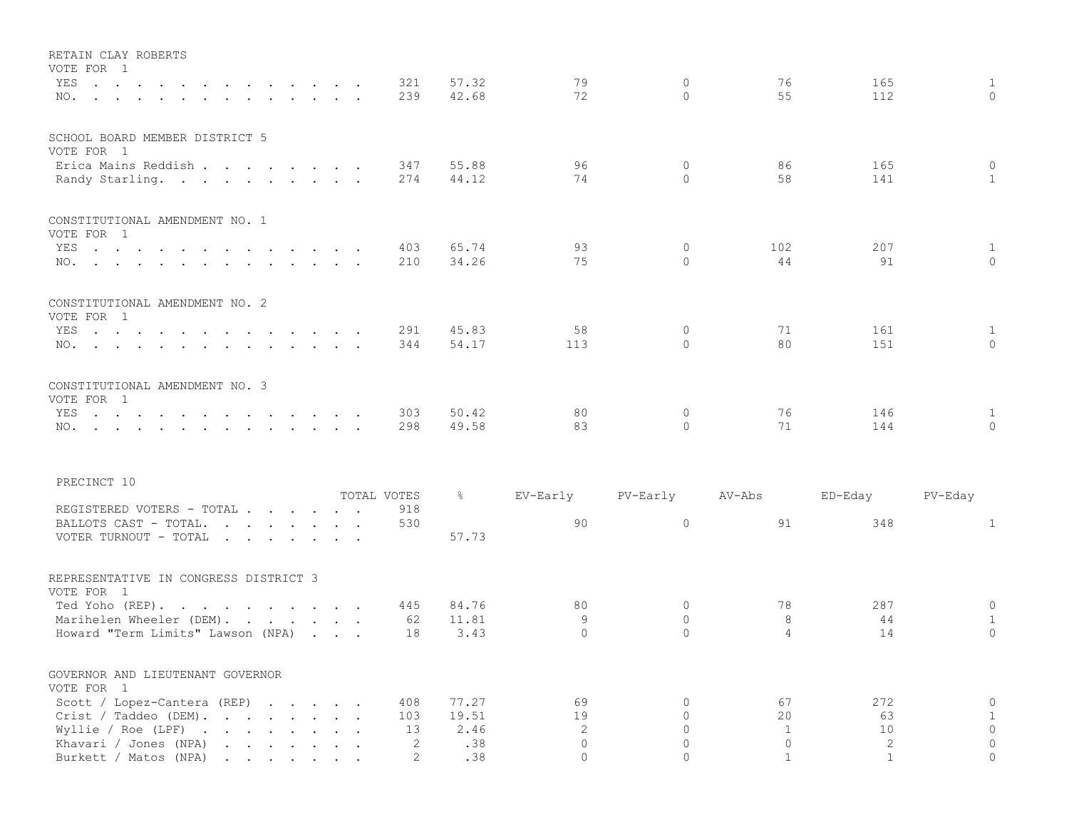RETAIN CLAY ROBERTS
VOTE FOR 1

| | TOTAL VOTES | % | EV-Early | PV-Early | AV-Abs | ED-Eday | PV-Eday |
|---|---|---|---|---|---|---|---|
| YES | 321 | 57.32 | 79 | 0 | 76 | 165 | 1 |
| NO. | 239 | 42.68 | 72 | 0 | 55 | 112 | 0 |

SCHOOL BOARD MEMBER DISTRICT 5
VOTE FOR 1

| | TOTAL VOTES | % | EV-Early | PV-Early | AV-Abs | ED-Eday | PV-Eday |
|---|---|---|---|---|---|---|---|
| Erica Mains Reddish | 347 | 55.88 | 96 | 0 | 86 | 165 | 0 |
| Randy Starling. | 274 | 44.12 | 74 | 0 | 58 | 141 | 1 |

CONSTITUTIONAL AMENDMENT NO. 1
VOTE FOR 1

| | TOTAL VOTES | % | EV-Early | PV-Early | AV-Abs | ED-Eday | PV-Eday |
|---|---|---|---|---|---|---|---|
| YES | 403 | 65.74 | 93 | 0 | 102 | 207 | 1 |
| NO. | 210 | 34.26 | 75 | 0 | 44 | 91 | 0 |

CONSTITUTIONAL AMENDMENT NO. 2
VOTE FOR 1

| | TOTAL VOTES | % | EV-Early | PV-Early | AV-Abs | ED-Eday | PV-Eday |
|---|---|---|---|---|---|---|---|
| YES | 291 | 45.83 | 58 | 0 | 71 | 161 | 1 |
| NO. | 344 | 54.17 | 113 | 0 | 80 | 151 | 0 |

CONSTITUTIONAL AMENDMENT NO. 3
VOTE FOR 1

| | TOTAL VOTES | % | EV-Early | PV-Early | AV-Abs | ED-Eday | PV-Eday |
|---|---|---|---|---|---|---|---|
| YES | 303 | 50.42 | 80 | 0 | 76 | 146 | 1 |
| NO. | 298 | 49.58 | 83 | 0 | 71 | 144 | 0 |

PRECINCT 10

| | TOTAL VOTES | % | EV-Early | PV-Early | AV-Abs | ED-Eday | PV-Eday |
|---|---|---|---|---|---|---|---|
| REGISTERED VOTERS - TOTAL | 918 | | | | | | |
| BALLOTS CAST - TOTAL. | 530 | | 90 | 0 | 91 | 348 | 1 |
| VOTER TURNOUT - TOTAL | | 57.73 | | | | | |

REPRESENTATIVE IN CONGRESS DISTRICT 3
VOTE FOR 1

| | TOTAL VOTES | % | EV-Early | PV-Early | AV-Abs | ED-Eday | PV-Eday |
|---|---|---|---|---|---|---|---|
| Ted Yoho (REP). | 445 | 84.76 | 80 | 0 | 78 | 287 | 0 |
| Marihelen Wheeler (DEM). | 62 | 11.81 | 9 | 0 | 8 | 44 | 1 |
| Howard "Term Limits" Lawson (NPA) | 18 | 3.43 | 0 | 0 | 4 | 14 | 0 |

GOVERNOR AND LIEUTENANT GOVERNOR
VOTE FOR 1

| | TOTAL VOTES | % | EV-Early | PV-Early | AV-Abs | ED-Eday | PV-Eday |
|---|---|---|---|---|---|---|---|
| Scott / Lopez-Cantera (REP) | 408 | 77.27 | 69 | 0 | 67 | 272 | 0 |
| Crist / Taddeo (DEM). | 103 | 19.51 | 19 | 0 | 20 | 63 | 1 |
| Wyllie / Roe (LPF) | 13 | 2.46 | 2 | 0 | 1 | 10 | 0 |
| Khavari / Jones (NPA) | 2 | .38 | 0 | 0 | 0 | 2 | 0 |
| Burkett / Matos (NPA) | 2 | .38 | 0 | 0 | 1 | 1 | 0 |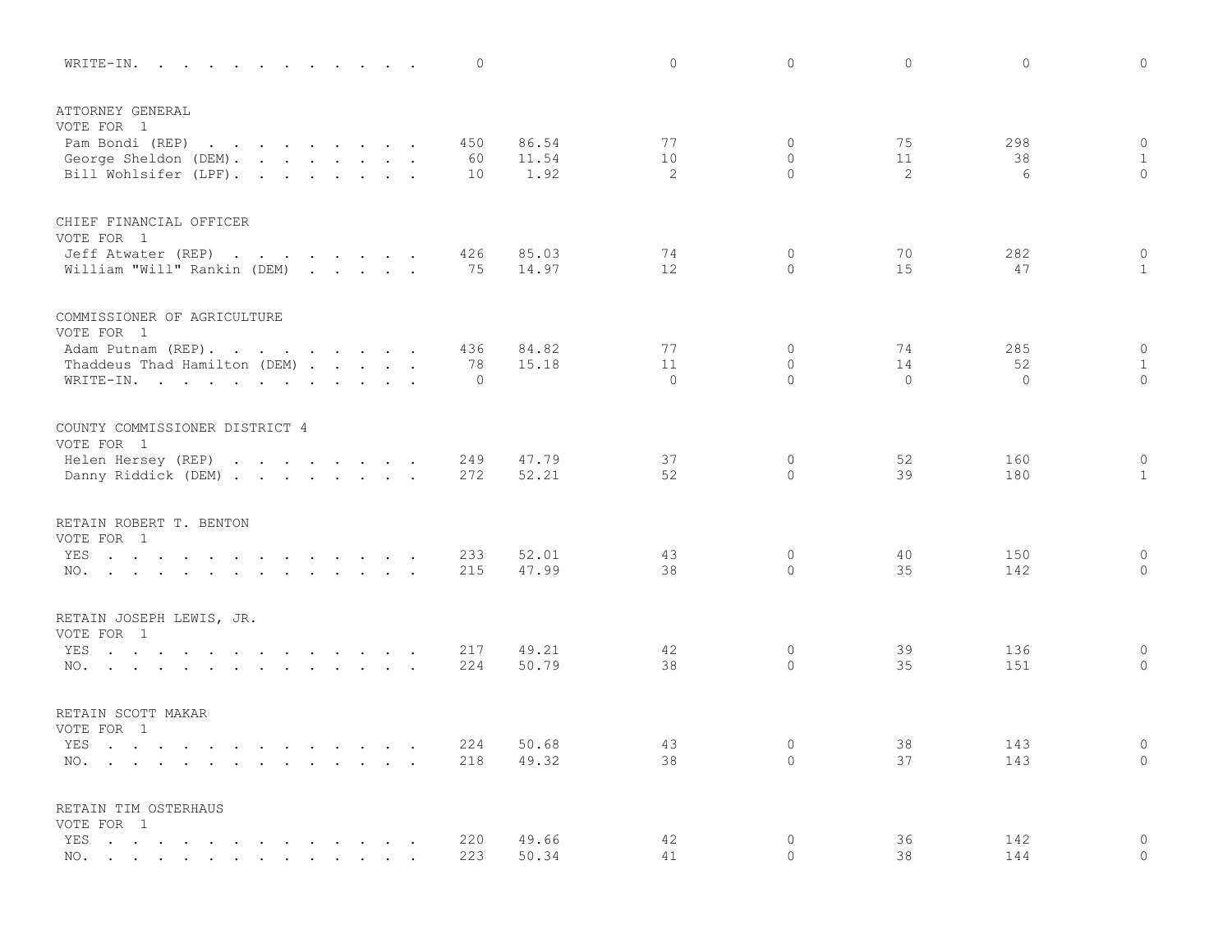| | | | | | | | |
|---|---|---|---|---|---|---|---|
| WRITE-IN. . . . . . . . . . . . . | 0 | | 0 | 0 | 0 | 0 | 0 |

ATTORNEY GENERAL
VOTE FOR 1

| | | | | | | | |
|---|---|---|---|---|---|---|---|
| Pam Bondi (REP) . . . . . . . . . | 450 | 86.54 | 77 | 0 | 75 | 298 | 0 |
| George Sheldon (DEM). . . . . . . . | 60 | 11.54 | 10 | 0 | 11 | 38 | 1 |
| Bill Wohlsifer (LPF). . . . . . . . | 10 | 1.92 | 2 | 0 | 2 | 6 | 0 |

CHIEF FINANCIAL OFFICER
VOTE FOR 1

| | | | | | | | |
|---|---|---|---|---|---|---|---|
| Jeff Atwater (REP) . . . . . . . . | 426 | 85.03 | 74 | 0 | 70 | 282 | 0 |
| William "Will" Rankin (DEM) . . . . . | 75 | 14.97 | 12 | 0 | 15 | 47 | 1 |

COMMISSIONER OF AGRICULTURE
VOTE FOR 1

| | | | | | | | |
|---|---|---|---|---|---|---|---|
| Adam Putnam (REP). . . . . . . . . | 436 | 84.82 | 77 | 0 | 74 | 285 | 0 |
| Thaddeus Thad Hamilton (DEM) . . . . . | 78 | 15.18 | 11 | 0 | 14 | 52 | 1 |
| WRITE-IN. . . . . . . . . . . . | 0 | | 0 | 0 | 0 | 0 | 0 |

COUNTY COMMISSIONER DISTRICT 4
VOTE FOR 1

| | | | | | | | |
|---|---|---|---|---|---|---|---|
| Helen Hersey (REP) . . . . . . . . | 249 | 47.79 | 37 | 0 | 52 | 160 | 0 |
| Danny Riddick (DEM) . . . . . . . . | 272 | 52.21 | 52 | 0 | 39 | 180 | 1 |

RETAIN ROBERT T. BENTON
VOTE FOR 1

| | | | | | | | |
|---|---|---|---|---|---|---|---|
| YES . . . . . . . . . . . . . . | 233 | 52.01 | 43 | 0 | 40 | 150 | 0 |
| NO. . . . . . . . . . . . . . . | 215 | 47.99 | 38 | 0 | 35 | 142 | 0 |

RETAIN JOSEPH LEWIS, JR.
VOTE FOR 1

| | | | | | | | |
|---|---|---|---|---|---|---|---|
| YES . . . . . . . . . . . . . . | 217 | 49.21 | 42 | 0 | 39 | 136 | 0 |
| NO. . . . . . . . . . . . . . . | 224 | 50.79 | 38 | 0 | 35 | 151 | 0 |

RETAIN SCOTT MAKAR
VOTE FOR 1

| | | | | | | | |
|---|---|---|---|---|---|---|---|
| YES . . . . . . . . . . . . . . | 224 | 50.68 | 43 | 0 | 38 | 143 | 0 |
| NO. . . . . . . . . . . . . . . | 218 | 49.32 | 38 | 0 | 37 | 143 | 0 |

RETAIN TIM OSTERHAUS
VOTE FOR 1

| | | | | | | | |
|---|---|---|---|---|---|---|---|
| YES . . . . . . . . . . . . . . | 220 | 49.66 | 42 | 0 | 36 | 142 | 0 |
| NO. . . . . . . . . . . . . . . | 223 | 50.34 | 41 | 0 | 38 | 144 | 0 |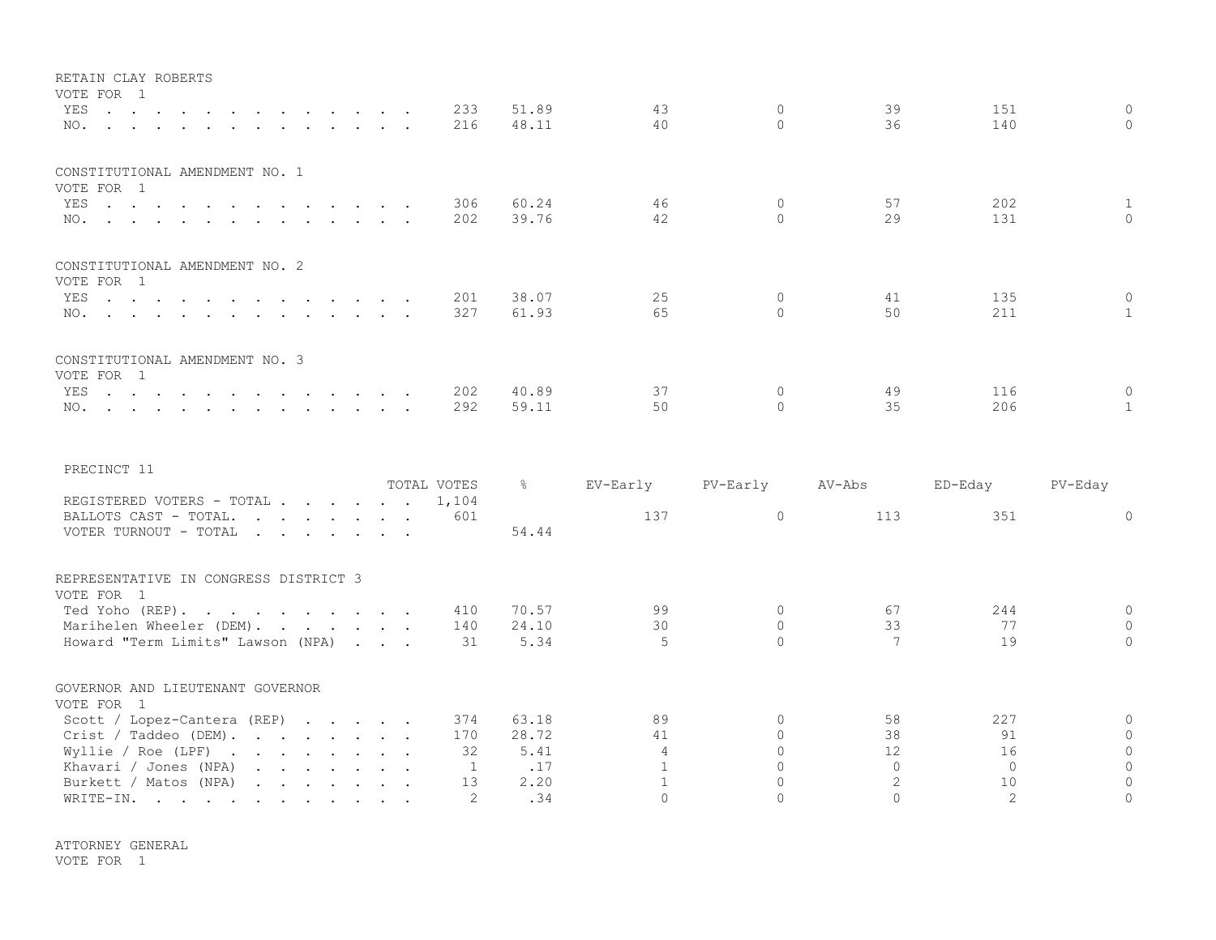RETAIN CLAY ROBERTS
VOTE FOR 1

| | TOTAL VOTES | % | EV-Early | PV-Early | AV-Abs | ED-Eday | PV-Eday |
|---|---|---|---|---|---|---|---|
| YES | 233 | 51.89 | 43 | 0 | 39 | 151 | 0 |
| NO. | 216 | 48.11 | 40 | 0 | 36 | 140 | 0 |

CONSTITUTIONAL AMENDMENT NO. 1
VOTE FOR 1

| | TOTAL VOTES | % | EV-Early | PV-Early | AV-Abs | ED-Eday | PV-Eday |
|---|---|---|---|---|---|---|---|
| YES | 306 | 60.24 | 46 | 0 | 57 | 202 | 1 |
| NO. | 202 | 39.76 | 42 | 0 | 29 | 131 | 0 |

CONSTITUTIONAL AMENDMENT NO. 2
VOTE FOR 1

| | TOTAL VOTES | % | EV-Early | PV-Early | AV-Abs | ED-Eday | PV-Eday |
|---|---|---|---|---|---|---|---|
| YES | 201 | 38.07 | 25 | 0 | 41 | 135 | 0 |
| NO. | 327 | 61.93 | 65 | 0 | 50 | 211 | 1 |

CONSTITUTIONAL AMENDMENT NO. 3
VOTE FOR 1

| | TOTAL VOTES | % | EV-Early | PV-Early | AV-Abs | ED-Eday | PV-Eday |
|---|---|---|---|---|---|---|---|
| YES | 202 | 40.89 | 37 | 0 | 49 | 116 | 0 |
| NO. | 292 | 59.11 | 50 | 0 | 35 | 206 | 1 |

PRECINCT 11

| | TOTAL VOTES | % | EV-Early | PV-Early | AV-Abs | ED-Eday | PV-Eday |
|---|---|---|---|---|---|---|---|
| REGISTERED VOTERS - TOTAL | 1,104 | | | | | | |
| BALLOTS CAST - TOTAL. | 601 | | 137 | 0 | 113 | 351 | 0 |
| VOTER TURNOUT - TOTAL | | 54.44 | | | | | |

REPRESENTATIVE IN CONGRESS DISTRICT 3
VOTE FOR 1

| | TOTAL VOTES | % | EV-Early | PV-Early | AV-Abs | ED-Eday | PV-Eday |
|---|---|---|---|---|---|---|---|
| Ted Yoho (REP). | 410 | 70.57 | 99 | 0 | 67 | 244 | 0 |
| Marihelen Wheeler (DEM). | 140 | 24.10 | 30 | 0 | 33 | 77 | 0 |
| Howard "Term Limits" Lawson (NPA) | 31 | 5.34 | 5 | 0 | 7 | 19 | 0 |

GOVERNOR AND LIEUTENANT GOVERNOR
VOTE FOR 1

| | TOTAL VOTES | % | EV-Early | PV-Early | AV-Abs | ED-Eday | PV-Eday |
|---|---|---|---|---|---|---|---|
| Scott / Lopez-Cantera (REP) | 374 | 63.18 | 89 | 0 | 58 | 227 | 0 |
| Crist / Taddeo (DEM). | 170 | 28.72 | 41 | 0 | 38 | 91 | 0 |
| Wyllie / Roe (LPF) | 32 | 5.41 | 4 | 0 | 12 | 16 | 0 |
| Khavari / Jones (NPA) | 1 | .17 | 1 | 0 | 0 | 0 | 0 |
| Burkett / Matos (NPA) | 13 | 2.20 | 1 | 0 | 2 | 10 | 0 |
| WRITE-IN. | 2 | .34 | 0 | 0 | 0 | 2 | 0 |

ATTORNEY GENERAL
VOTE FOR 1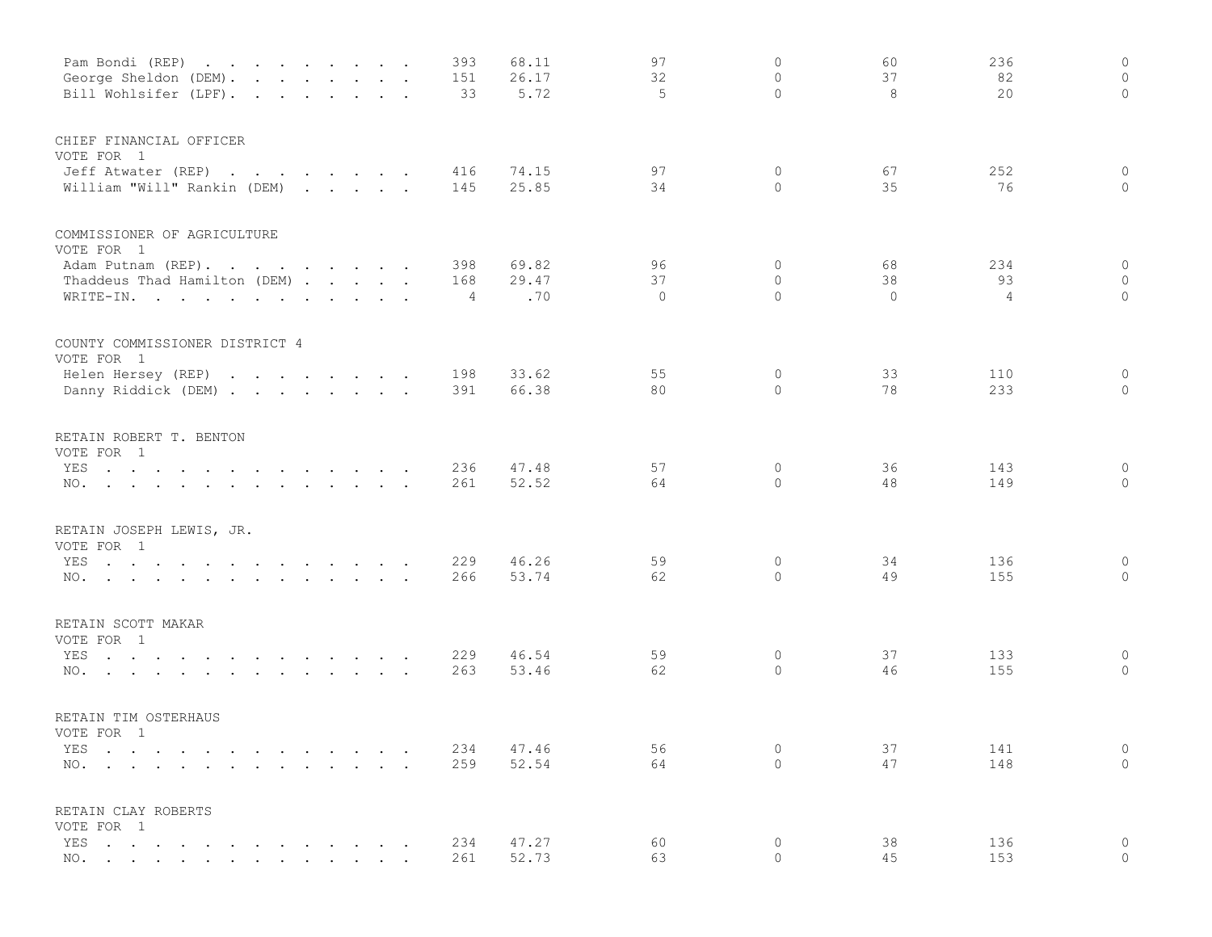| | | | | | | | |
|---|---|---|---|---|---|---|---|
| Pam Bondi (REP) . . . . . . . . . | 393 | 68.11 | 97 | 0 | 60 | 236 | 0 |
| George Sheldon (DEM). . . . . . . . | 151 | 26.17 | 32 | 0 | 37 | 82 | 0 |
| Bill Wohlsifer (LPF). . . . . . . . | 33 | 5.72 | 5 | 0 | 8 | 20 | 0 |

CHIEF FINANCIAL OFFICER
VOTE FOR 1

| | | | | | | | |
|---|---|---|---|---|---|---|---|
| Jeff Atwater (REP) . . . . . . . . | 416 | 74.15 | 97 | 0 | 67 | 252 | 0 |
| William "Will" Rankin (DEM) . . . . . | 145 | 25.85 | 34 | 0 | 35 | 76 | 0 |

COMMISSIONER OF AGRICULTURE
VOTE FOR 1

| | | | | | | | |
|---|---|---|---|---|---|---|---|
| Adam Putnam (REP). . . . . . . . . | 398 | 69.82 | 96 | 0 | 68 | 234 | 0 |
| Thaddeus Thad Hamilton (DEM) . . . . . | 168 | 29.47 | 37 | 0 | 38 | 93 | 0 |
| WRITE-IN. . . . . . . . . . . . | 4 | .70 | 0 | 0 | 0 | 4 | 0 |

COUNTY COMMISSIONER DISTRICT 4
VOTE FOR 1

| | | | | | | | |
|---|---|---|---|---|---|---|---|
| Helen Hersey (REP) . . . . . . . . | 198 | 33.62 | 55 | 0 | 33 | 110 | 0 |
| Danny Riddick (DEM) . . . . . . . . | 391 | 66.38 | 80 | 0 | 78 | 233 | 0 |

RETAIN ROBERT T. BENTON
VOTE FOR 1

| | | | | | | | |
|---|---|---|---|---|---|---|---|
| YES . . . . . . . . . . . . . . | 236 | 47.48 | 57 | 0 | 36 | 143 | 0 |
| NO. . . . . . . . . . . . . . . | 261 | 52.52 | 64 | 0 | 48 | 149 | 0 |

RETAIN JOSEPH LEWIS, JR.
VOTE FOR 1

| | | | | | | | |
|---|---|---|---|---|---|---|---|
| YES . . . . . . . . . . . . . . | 229 | 46.26 | 59 | 0 | 34 | 136 | 0 |
| NO. . . . . . . . . . . . . . . | 266 | 53.74 | 62 | 0 | 49 | 155 | 0 |

RETAIN SCOTT MAKAR
VOTE FOR 1

| | | | | | | | |
|---|---|---|---|---|---|---|---|
| YES . . . . . . . . . . . . . . | 229 | 46.54 | 59 | 0 | 37 | 133 | 0 |
| NO. . . . . . . . . . . . . . . | 263 | 53.46 | 62 | 0 | 46 | 155 | 0 |

RETAIN TIM OSTERHAUS
VOTE FOR 1

| | | | | | | | |
|---|---|---|---|---|---|---|---|
| YES . . . . . . . . . . . . . . | 234 | 47.46 | 56 | 0 | 37 | 141 | 0 |
| NO. . . . . . . . . . . . . . . | 259 | 52.54 | 64 | 0 | 47 | 148 | 0 |

RETAIN CLAY ROBERTS
VOTE FOR 1

| | | | | | | | |
|---|---|---|---|---|---|---|---|
| YES . . . . . . . . . . . . . . | 234 | 47.27 | 60 | 0 | 38 | 136 | 0 |
| NO. . . . . . . . . . . . . . . | 261 | 52.73 | 63 | 0 | 45 | 153 | 0 |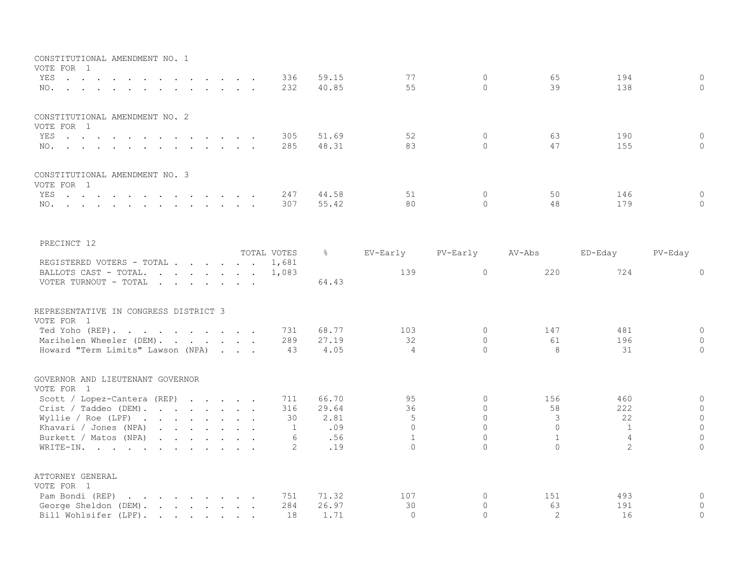CONSTITUTIONAL AMENDMENT NO. 1
VOTE FOR 1

| | TOTAL VOTES | % | EV-Early | PV-Early | AV-Abs | ED-Eday | PV-Eday |
|---|---|---|---|---|---|---|---|
| YES | 336 | 59.15 | 77 | 0 | 65 | 194 | 0 |
| NO. | 232 | 40.85 | 55 | 0 | 39 | 138 | 0 |

CONSTITUTIONAL AMENDMENT NO. 2
VOTE FOR 1

| | TOTAL VOTES | % | EV-Early | PV-Early | AV-Abs | ED-Eday | PV-Eday |
|---|---|---|---|---|---|---|---|
| YES | 305 | 51.69 | 52 | 0 | 63 | 190 | 0 |
| NO. | 285 | 48.31 | 83 | 0 | 47 | 155 | 0 |

CONSTITUTIONAL AMENDMENT NO. 3
VOTE FOR 1

| | TOTAL VOTES | % | EV-Early | PV-Early | AV-Abs | ED-Eday | PV-Eday |
|---|---|---|---|---|---|---|---|
| YES | 247 | 44.58 | 51 | 0 | 50 | 146 | 0 |
| NO. | 307 | 55.42 | 80 | 0 | 48 | 179 | 0 |

PRECINCT 12

| | TOTAL VOTES | % | EV-Early | PV-Early | AV-Abs | ED-Eday | PV-Eday |
|---|---|---|---|---|---|---|---|
| REGISTERED VOTERS - TOTAL | 1,681 | | | | | | |
| BALLOTS CAST - TOTAL. | 1,083 | | 139 | 0 | 220 | 724 | 0 |
| VOTER TURNOUT - TOTAL | | 64.43 | | | | | |

REPRESENTATIVE IN CONGRESS DISTRICT 3
VOTE FOR 1

| | TOTAL VOTES | % | EV-Early | PV-Early | AV-Abs | ED-Eday | PV-Eday |
|---|---|---|---|---|---|---|---|
| Ted Yoho (REP). | 731 | 68.77 | 103 | 0 | 147 | 481 | 0 |
| Marihelen Wheeler (DEM). | 289 | 27.19 | 32 | 0 | 61 | 196 | 0 |
| Howard "Term Limits" Lawson (NPA) | 43 | 4.05 | 4 | 0 | 8 | 31 | 0 |

GOVERNOR AND LIEUTENANT GOVERNOR
VOTE FOR 1

| | TOTAL VOTES | % | EV-Early | PV-Early | AV-Abs | ED-Eday | PV-Eday |
|---|---|---|---|---|---|---|---|
| Scott / Lopez-Cantera (REP) | 711 | 66.70 | 95 | 0 | 156 | 460 | 0 |
| Crist / Taddeo (DEM). | 316 | 29.64 | 36 | 0 | 58 | 222 | 0 |
| Wyllie / Roe (LPF) | 30 | 2.81 | 5 | 0 | 3 | 22 | 0 |
| Khavari / Jones (NPA) | 1 | .09 | 0 | 0 | 0 | 1 | 0 |
| Burkett / Matos (NPA) | 6 | .56 | 1 | 0 | 1 | 4 | 0 |
| WRITE-IN. | 2 | .19 | 0 | 0 | 0 | 2 | 0 |

ATTORNEY GENERAL
VOTE FOR 1

| | TOTAL VOTES | % | EV-Early | PV-Early | AV-Abs | ED-Eday | PV-Eday |
|---|---|---|---|---|---|---|---|
| Pam Bondi (REP) | 751 | 71.32 | 107 | 0 | 151 | 493 | 0 |
| George Sheldon (DEM). | 284 | 26.97 | 30 | 0 | 63 | 191 | 0 |
| Bill Wohlsifer (LPF). | 18 | 1.71 | 0 | 0 | 2 | 16 | 0 |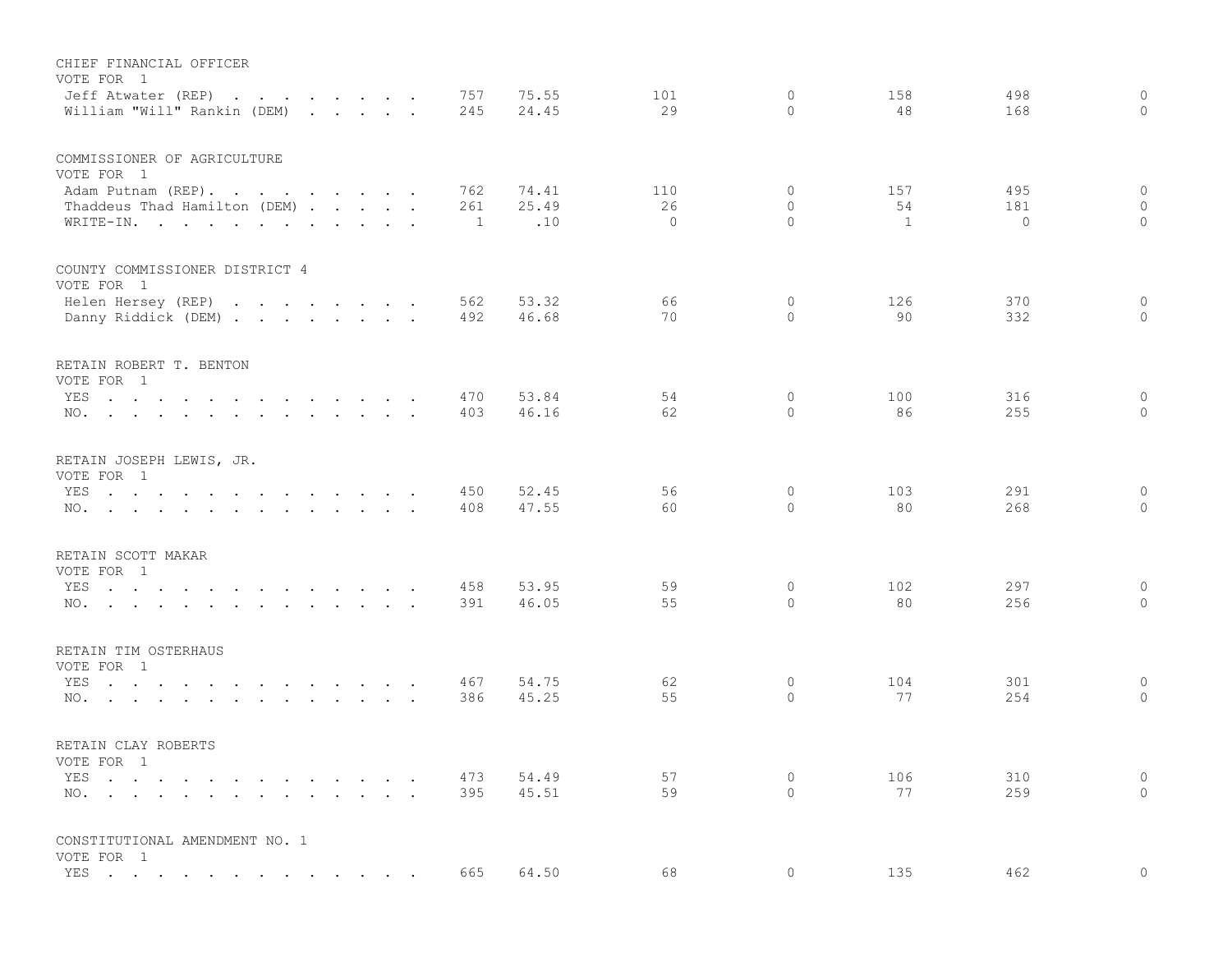CHIEF FINANCIAL OFFICER
VOTE FOR 1

| | | | | | | | |
|---|---|---|---|---|---|---|---|
| Jeff Atwater (REP) | 757 | 75.55 | 101 | 0 | 158 | 498 | 0 |
| William "Will" Rankin (DEM) | 245 | 24.45 | 29 | 0 | 48 | 168 | 0 |

COMMISSIONER OF AGRICULTURE
VOTE FOR 1

| | | | | | | | |
|---|---|---|---|---|---|---|---|
| Adam Putnam (REP) | 762 | 74.41 | 110 | 0 | 157 | 495 | 0 |
| Thaddeus Thad Hamilton (DEM) | 261 | 25.49 | 26 | 0 | 54 | 181 | 0 |
| WRITE-IN | 1 | .10 | 0 | 0 | 1 | 0 | 0 |

COUNTY COMMISSIONER DISTRICT 4
VOTE FOR 1

| | | | | | | | |
|---|---|---|---|---|---|---|---|
| Helen Hersey (REP) | 562 | 53.32 | 66 | 0 | 126 | 370 | 0 |
| Danny Riddick (DEM) | 492 | 46.68 | 70 | 0 | 90 | 332 | 0 |

RETAIN ROBERT T. BENTON
VOTE FOR 1

| | | | | | | | |
|---|---|---|---|---|---|---|---|
| YES | 470 | 53.84 | 54 | 0 | 100 | 316 | 0 |
| NO | 403 | 46.16 | 62 | 0 | 86 | 255 | 0 |

RETAIN JOSEPH LEWIS, JR.
VOTE FOR 1

| | | | | | | | |
|---|---|---|---|---|---|---|---|
| YES | 450 | 52.45 | 56 | 0 | 103 | 291 | 0 |
| NO | 408 | 47.55 | 60 | 0 | 80 | 268 | 0 |

RETAIN SCOTT MAKAR
VOTE FOR 1

| | | | | | | | |
|---|---|---|---|---|---|---|---|
| YES | 458 | 53.95 | 59 | 0 | 102 | 297 | 0 |
| NO | 391 | 46.05 | 55 | 0 | 80 | 256 | 0 |

RETAIN TIM OSTERHAUS
VOTE FOR 1

| | | | | | | | |
|---|---|---|---|---|---|---|---|
| YES | 467 | 54.75 | 62 | 0 | 104 | 301 | 0 |
| NO | 386 | 45.25 | 55 | 0 | 77 | 254 | 0 |

RETAIN CLAY ROBERTS
VOTE FOR 1

| | | | | | | | |
|---|---|---|---|---|---|---|---|
| YES | 473 | 54.49 | 57 | 0 | 106 | 310 | 0 |
| NO | 395 | 45.51 | 59 | 0 | 77 | 259 | 0 |

CONSTITUTIONAL AMENDMENT NO. 1
VOTE FOR 1

| | | | | | | | |
|---|---|---|---|---|---|---|---|
| YES | 665 | 64.50 | 68 | 0 | 135 | 462 | 0 |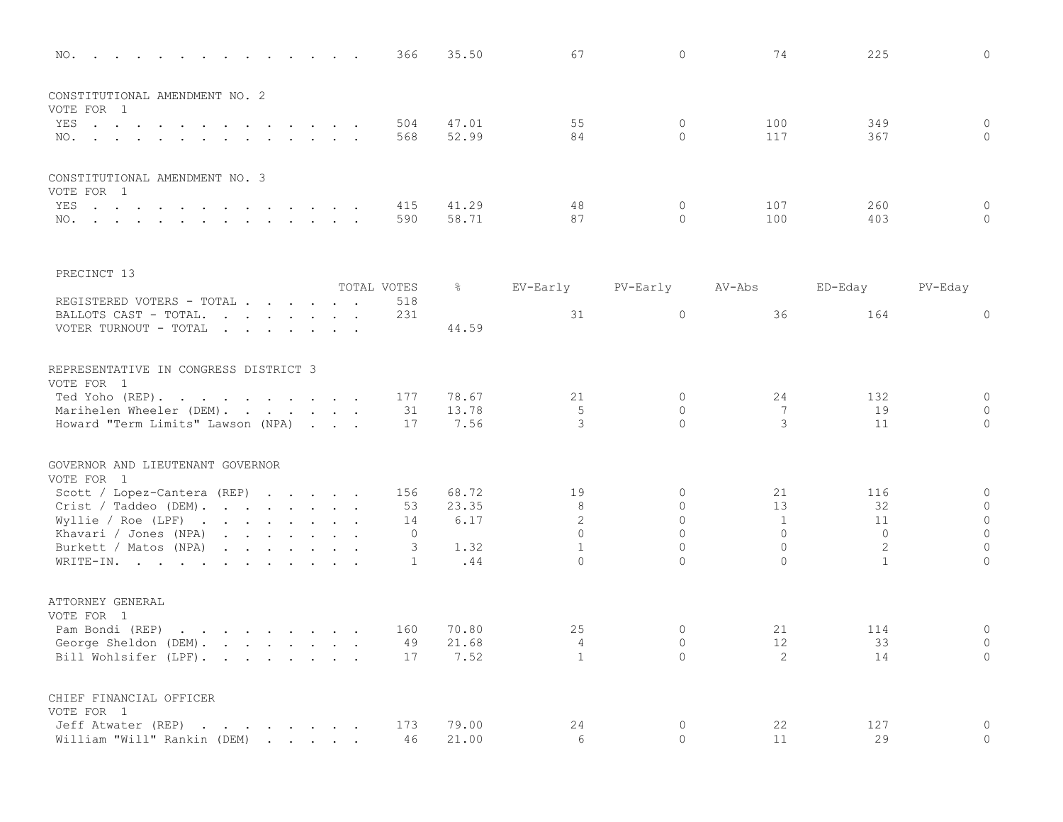| | TOTAL VOTES | % | EV-Early | PV-Early | AV-Abs | ED-Eday | PV-Eday |
|---|---|---|---|---|---|---|---|
| NO. | 366 | 35.50 | 67 | 0 | 74 | 225 | 0 |

CONSTITUTIONAL AMENDMENT NO. 2
VOTE FOR 1

| | TOTAL VOTES | % | EV-Early | PV-Early | AV-Abs | ED-Eday | PV-Eday |
|---|---|---|---|---|---|---|---|
| YES | 504 | 47.01 | 55 | 0 | 100 | 349 | 0 |
| NO. | 568 | 52.99 | 84 | 0 | 117 | 367 | 0 |

CONSTITUTIONAL AMENDMENT NO. 3
VOTE FOR 1

| | TOTAL VOTES | % | EV-Early | PV-Early | AV-Abs | ED-Eday | PV-Eday |
|---|---|---|---|---|---|---|---|
| YES | 415 | 41.29 | 48 | 0 | 107 | 260 | 0 |
| NO. | 590 | 58.71 | 87 | 0 | 100 | 403 | 0 |

## PRECINCT 13

| | TOTAL VOTES | % | EV-Early | PV-Early | AV-Abs | ED-Eday | PV-Eday |
|---|---|---|---|---|---|---|---|
| REGISTERED VOTERS - TOTAL | 518 | | | | | | |
| BALLOTS CAST - TOTAL. | 231 | | 31 | 0 | 36 | 164 | 0 |
| VOTER TURNOUT - TOTAL | | 44.59 | | | | | |

REPRESENTATIVE IN CONGRESS DISTRICT 3
VOTE FOR 1

| | TOTAL VOTES | % | EV-Early | PV-Early | AV-Abs | ED-Eday | PV-Eday |
|---|---|---|---|---|---|---|---|
| Ted Yoho (REP). | 177 | 78.67 | 21 | 0 | 24 | 132 | 0 |
| Marihelen Wheeler (DEM). | 31 | 13.78 | 5 | 0 | 7 | 19 | 0 |
| Howard "Term Limits" Lawson (NPA) | 17 | 7.56 | 3 | 0 | 3 | 11 | 0 |

GOVERNOR AND LIEUTENANT GOVERNOR
VOTE FOR 1

| | TOTAL VOTES | % | EV-Early | PV-Early | AV-Abs | ED-Eday | PV-Eday |
|---|---|---|---|---|---|---|---|
| Scott / Lopez-Cantera (REP) | 156 | 68.72 | 19 | 0 | 21 | 116 | 0 |
| Crist / Taddeo (DEM). | 53 | 23.35 | 8 | 0 | 13 | 32 | 0 |
| Wyllie / Roe (LPF) | 14 | 6.17 | 2 | 0 | 1 | 11 | 0 |
| Khavari / Jones (NPA) | 0 | | 0 | 0 | 0 | 0 | 0 |
| Burkett / Matos (NPA) | 3 | 1.32 | 1 | 0 | 0 | 2 | 0 |
| WRITE-IN. | 1 | .44 | 0 | 0 | 0 | 1 | 0 |

ATTORNEY GENERAL
VOTE FOR 1

| | TOTAL VOTES | % | EV-Early | PV-Early | AV-Abs | ED-Eday | PV-Eday |
|---|---|---|---|---|---|---|---|
| Pam Bondi (REP) | 160 | 70.80 | 25 | 0 | 21 | 114 | 0 |
| George Sheldon (DEM). | 49 | 21.68 | 4 | 0 | 12 | 33 | 0 |
| Bill Wohlsifer (LPF). | 17 | 7.52 | 1 | 0 | 2 | 14 | 0 |

CHIEF FINANCIAL OFFICER
VOTE FOR 1

| | TOTAL VOTES | % | EV-Early | PV-Early | AV-Abs | ED-Eday | PV-Eday |
|---|---|---|---|---|---|---|---|
| Jeff Atwater (REP) | 173 | 79.00 | 24 | 0 | 22 | 127 | 0 |
| William "Will" Rankin (DEM) | 46 | 21.00 | 6 | 0 | 11 | 29 | 0 |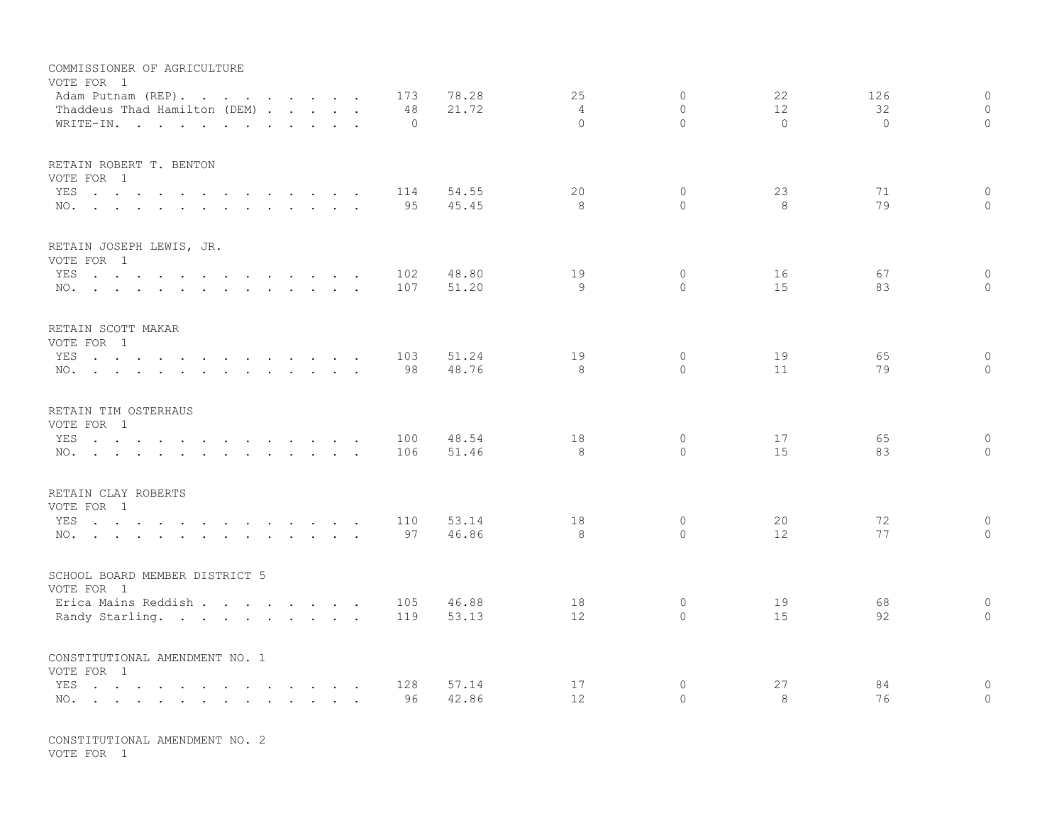COMMISSIONER OF AGRICULTURE
VOTE FOR 1

| | | | | | | | |
|---|---|---|---|---|---|---|---|
| Adam Putnam (REP). | 173 | 78.28 | 25 | 0 | 22 | 126 | 0 |
| Thaddeus Thad Hamilton (DEM) | 48 | 21.72 | 4 | 0 | 12 | 32 | 0 |
| WRITE-IN. | 0 | | 0 | 0 | 0 | 0 | 0 |

RETAIN ROBERT T. BENTON
VOTE FOR 1

| | | | | | | | |
|---|---|---|---|---|---|---|---|
| YES | 114 | 54.55 | 20 | 0 | 23 | 71 | 0 |
| NO. | 95 | 45.45 | 8 | 0 | 8 | 79 | 0 |

RETAIN JOSEPH LEWIS, JR.
VOTE FOR 1

| | | | | | | | |
|---|---|---|---|---|---|---|---|
| YES | 102 | 48.80 | 19 | 0 | 16 | 67 | 0 |
| NO. | 107 | 51.20 | 9 | 0 | 15 | 83 | 0 |

RETAIN SCOTT MAKAR
VOTE FOR 1

| | | | | | | | |
|---|---|---|---|---|---|---|---|
| YES | 103 | 51.24 | 19 | 0 | 19 | 65 | 0 |
| NO. | 98 | 48.76 | 8 | 0 | 11 | 79 | 0 |

RETAIN TIM OSTERHAUS
VOTE FOR 1

| | | | | | | | |
|---|---|---|---|---|---|---|---|
| YES | 100 | 48.54 | 18 | 0 | 17 | 65 | 0 |
| NO. | 106 | 51.46 | 8 | 0 | 15 | 83 | 0 |

RETAIN CLAY ROBERTS
VOTE FOR 1

| | | | | | | | |
|---|---|---|---|---|---|---|---|
| YES | 110 | 53.14 | 18 | 0 | 20 | 72 | 0 |
| NO. | 97 | 46.86 | 8 | 0 | 12 | 77 | 0 |

SCHOOL BOARD MEMBER DISTRICT 5
VOTE FOR 1

| | | | | | | | |
|---|---|---|---|---|---|---|---|
| Erica Mains Reddish | 105 | 46.88 | 18 | 0 | 19 | 68 | 0 |
| Randy Starling. | 119 | 53.13 | 12 | 0 | 15 | 92 | 0 |

CONSTITUTIONAL AMENDMENT NO. 1
VOTE FOR 1

| | | | | | | | |
|---|---|---|---|---|---|---|---|
| YES | 128 | 57.14 | 17 | 0 | 27 | 84 | 0 |
| NO. | 96 | 42.86 | 12 | 0 | 8 | 76 | 0 |

CONSTITUTIONAL AMENDMENT NO. 2
VOTE FOR 1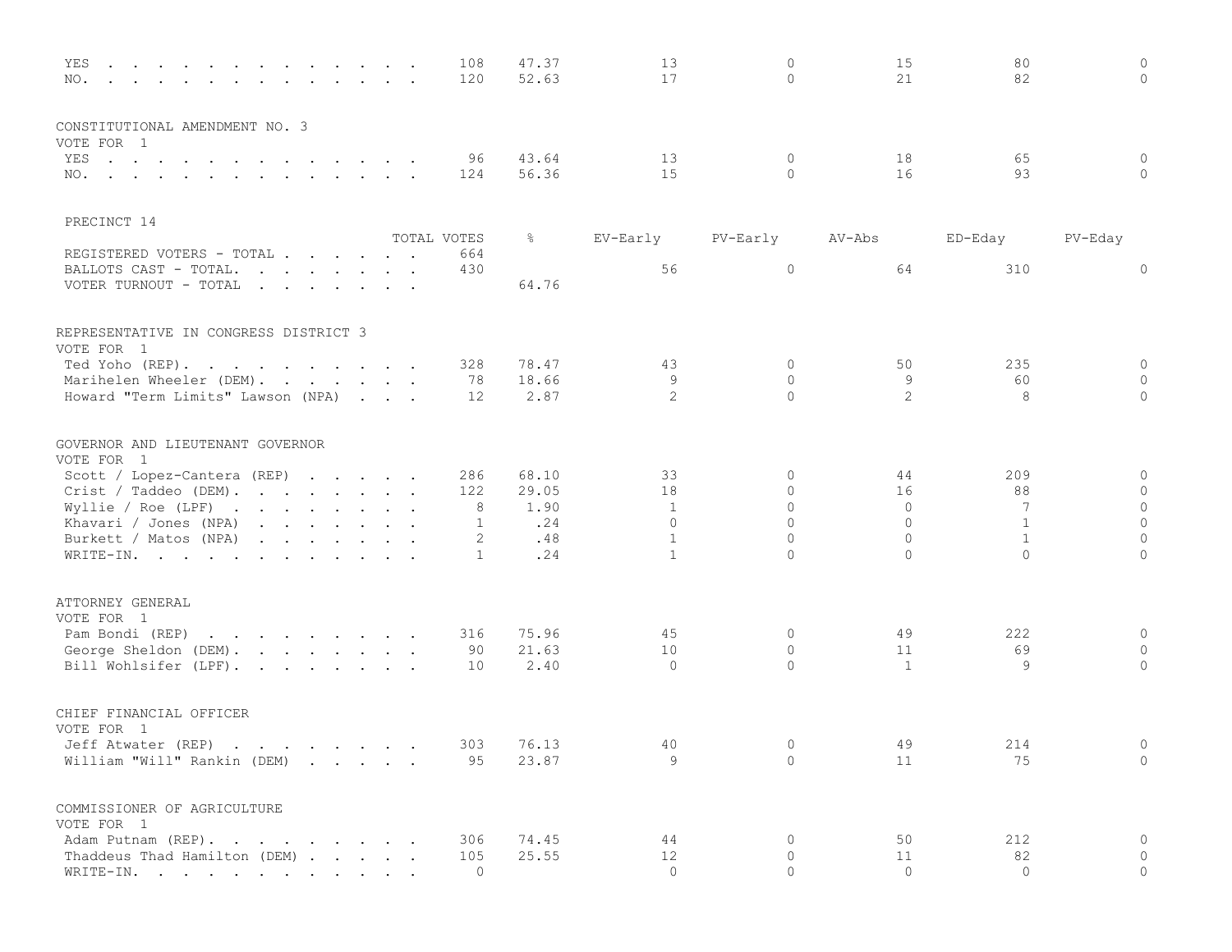| | TOTAL VOTES | % | EV-Early | PV-Early | AV-Abs | ED-Eday | PV-Eday |
|---|---|---|---|---|---|---|---|
| YES | 108 | 47.37 | 13 | 0 | 15 | 80 | 0 |
| NO. | 120 | 52.63 | 17 | 0 | 21 | 82 | 0 |

CONSTITUTIONAL AMENDMENT NO. 3
VOTE FOR 1

| | TOTAL VOTES | % | EV-Early | PV-Early | AV-Abs | ED-Eday | PV-Eday |
|---|---|---|---|---|---|---|---|
| YES | 96 | 43.64 | 13 | 0 | 18 | 65 | 0 |
| NO. | 124 | 56.36 | 15 | 0 | 16 | 93 | 0 |

PRECINCT 14

| | TOTAL VOTES | % | EV-Early | PV-Early | AV-Abs | ED-Eday | PV-Eday |
|---|---|---|---|---|---|---|---|
| REGISTERED VOTERS - TOTAL | 664 | | | | | | |
| BALLOTS CAST - TOTAL. | 430 | | 56 | 0 | 64 | 310 | 0 |
| VOTER TURNOUT - TOTAL | | 64.76 | | | | | |

REPRESENTATIVE IN CONGRESS DISTRICT 3
VOTE FOR 1

| | TOTAL VOTES | % | EV-Early | PV-Early | AV-Abs | ED-Eday | PV-Eday |
|---|---|---|---|---|---|---|---|
| Ted Yoho (REP). | 328 | 78.47 | 43 | 0 | 50 | 235 | 0 |
| Marihelen Wheeler (DEM). | 78 | 18.66 | 9 | 0 | 9 | 60 | 0 |
| Howard "Term Limits" Lawson (NPA) | 12 | 2.87 | 2 | 0 | 2 | 8 | 0 |

GOVERNOR AND LIEUTENANT GOVERNOR
VOTE FOR 1

| | TOTAL VOTES | % | EV-Early | PV-Early | AV-Abs | ED-Eday | PV-Eday |
|---|---|---|---|---|---|---|---|
| Scott / Lopez-Cantera (REP) | 286 | 68.10 | 33 | 0 | 44 | 209 | 0 |
| Crist / Taddeo (DEM). | 122 | 29.05 | 18 | 0 | 16 | 88 | 0 |
| Wyllie / Roe (LPF) | 8 | 1.90 | 1 | 0 | 0 | 7 | 0 |
| Khavari / Jones (NPA) | 1 | .24 | 0 | 0 | 0 | 1 | 0 |
| Burkett / Matos (NPA) | 2 | .48 | 1 | 0 | 0 | 1 | 0 |
| WRITE-IN. | 1 | .24 | 1 | 0 | 0 | 0 | 0 |

ATTORNEY GENERAL
VOTE FOR 1

| | TOTAL VOTES | % | EV-Early | PV-Early | AV-Abs | ED-Eday | PV-Eday |
|---|---|---|---|---|---|---|---|
| Pam Bondi (REP) | 316 | 75.96 | 45 | 0 | 49 | 222 | 0 |
| George Sheldon (DEM). | 90 | 21.63 | 10 | 0 | 11 | 69 | 0 |
| Bill Wohlsifer (LPF). | 10 | 2.40 | 0 | 0 | 1 | 9 | 0 |

CHIEF FINANCIAL OFFICER
VOTE FOR 1

| | TOTAL VOTES | % | EV-Early | PV-Early | AV-Abs | ED-Eday | PV-Eday |
|---|---|---|---|---|---|---|---|
| Jeff Atwater (REP) | 303 | 76.13 | 40 | 0 | 49 | 214 | 0 |
| William "Will" Rankin (DEM) | 95 | 23.87 | 9 | 0 | 11 | 75 | 0 |

COMMISSIONER OF AGRICULTURE
VOTE FOR 1

| | TOTAL VOTES | % | EV-Early | PV-Early | AV-Abs | ED-Eday | PV-Eday |
|---|---|---|---|---|---|---|---|
| Adam Putnam (REP). | 306 | 74.45 | 44 | 0 | 50 | 212 | 0 |
| Thaddeus Thad Hamilton (DEM) | 105 | 25.55 | 12 | 0 | 11 | 82 | 0 |
| WRITE-IN. | 0 | | 0 | 0 | 0 | 0 | 0 |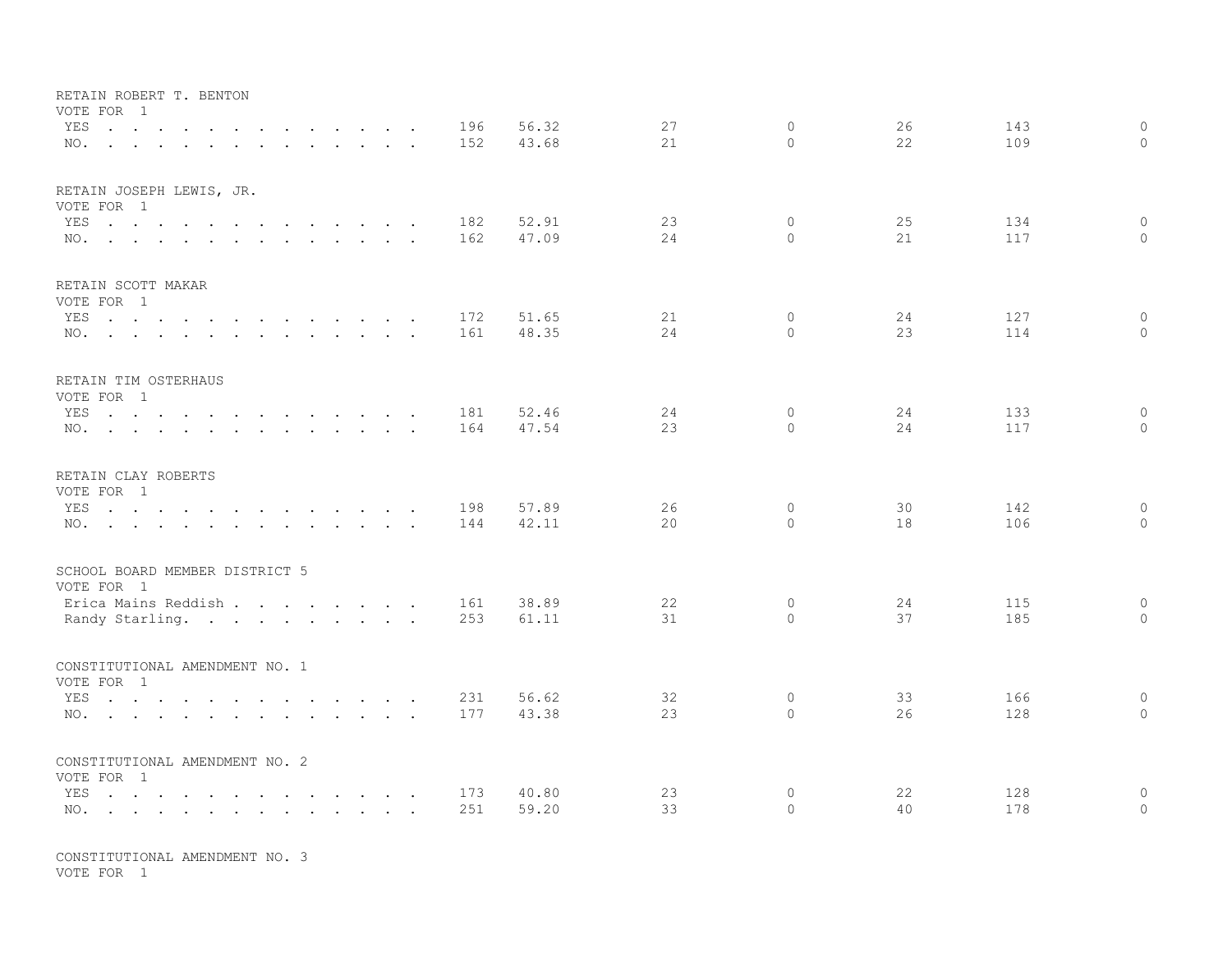RETAIN ROBERT T. BENTON
VOTE FOR 1

| | | | | | | | |
|---|---|---|---|---|---|---|---|
| YES | 196 | 56.32 | 27 | 0 | 26 | 143 | 0 |
| NO. | 152 | 43.68 | 21 | 0 | 22 | 109 | 0 |

RETAIN JOSEPH LEWIS, JR.
VOTE FOR 1

| | | | | | | | |
|---|---|---|---|---|---|---|---|
| YES | 182 | 52.91 | 23 | 0 | 25 | 134 | 0 |
| NO. | 162 | 47.09 | 24 | 0 | 21 | 117 | 0 |

RETAIN SCOTT MAKAR
VOTE FOR 1

| | | | | | | | |
|---|---|---|---|---|---|---|---|
| YES | 172 | 51.65 | 21 | 0 | 24 | 127 | 0 |
| NO. | 161 | 48.35 | 24 | 0 | 23 | 114 | 0 |

RETAIN TIM OSTERHAUS
VOTE FOR 1

| | | | | | | | |
|---|---|---|---|---|---|---|---|
| YES | 181 | 52.46 | 24 | 0 | 24 | 133 | 0 |
| NO. | 164 | 47.54 | 23 | 0 | 24 | 117 | 0 |

RETAIN CLAY ROBERTS
VOTE FOR 1

| | | | | | | | |
|---|---|---|---|---|---|---|---|
| YES | 198 | 57.89 | 26 | 0 | 30 | 142 | 0 |
| NO. | 144 | 42.11 | 20 | 0 | 18 | 106 | 0 |

SCHOOL BOARD MEMBER DISTRICT 5
VOTE FOR 1

| | | | | | | | |
|---|---|---|---|---|---|---|---|
| Erica Mains Reddish | 161 | 38.89 | 22 | 0 | 24 | 115 | 0 |
| Randy Starling. | 253 | 61.11 | 31 | 0 | 37 | 185 | 0 |

CONSTITUTIONAL AMENDMENT NO. 1
VOTE FOR 1

| | | | | | | | |
|---|---|---|---|---|---|---|---|
| YES | 231 | 56.62 | 32 | 0 | 33 | 166 | 0 |
| NO. | 177 | 43.38 | 23 | 0 | 26 | 128 | 0 |

CONSTITUTIONAL AMENDMENT NO. 2
VOTE FOR 1

| | | | | | | | |
|---|---|---|---|---|---|---|---|
| YES | 173 | 40.80 | 23 | 0 | 22 | 128 | 0 |
| NO. | 251 | 59.20 | 33 | 0 | 40 | 178 | 0 |

CONSTITUTIONAL AMENDMENT NO. 3
VOTE FOR 1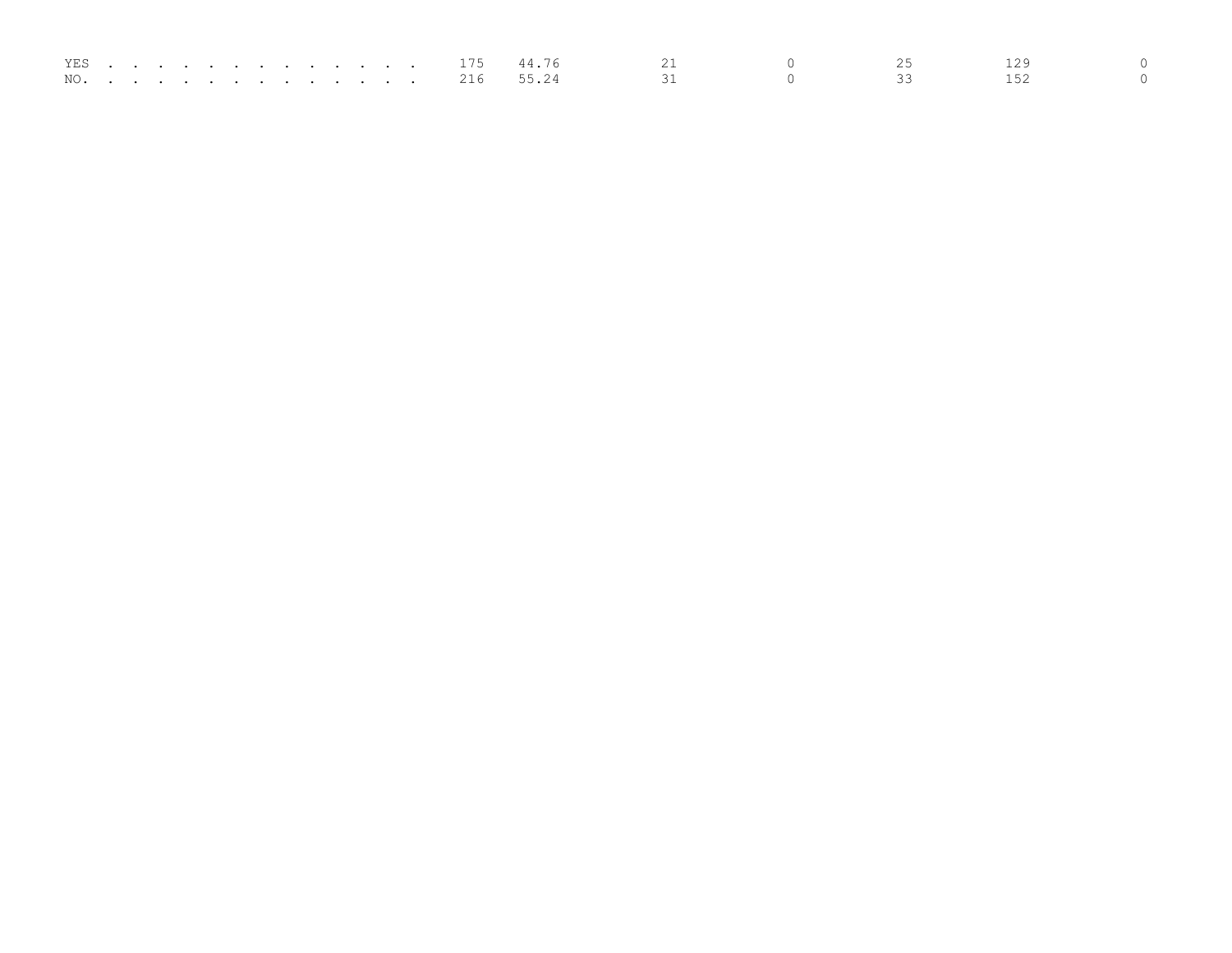| | | | | | | | |
|---|---|---|---|---|---|---|---|
| YES . . . . . . . . . . . . . . | 175 | 44.76 | 21 | 0 | 25 | 129 | 0 |
| NO. . . . . . . . . . . . . . . | 216 | 55.24 | 31 | 0 | 33 | 152 | 0 |